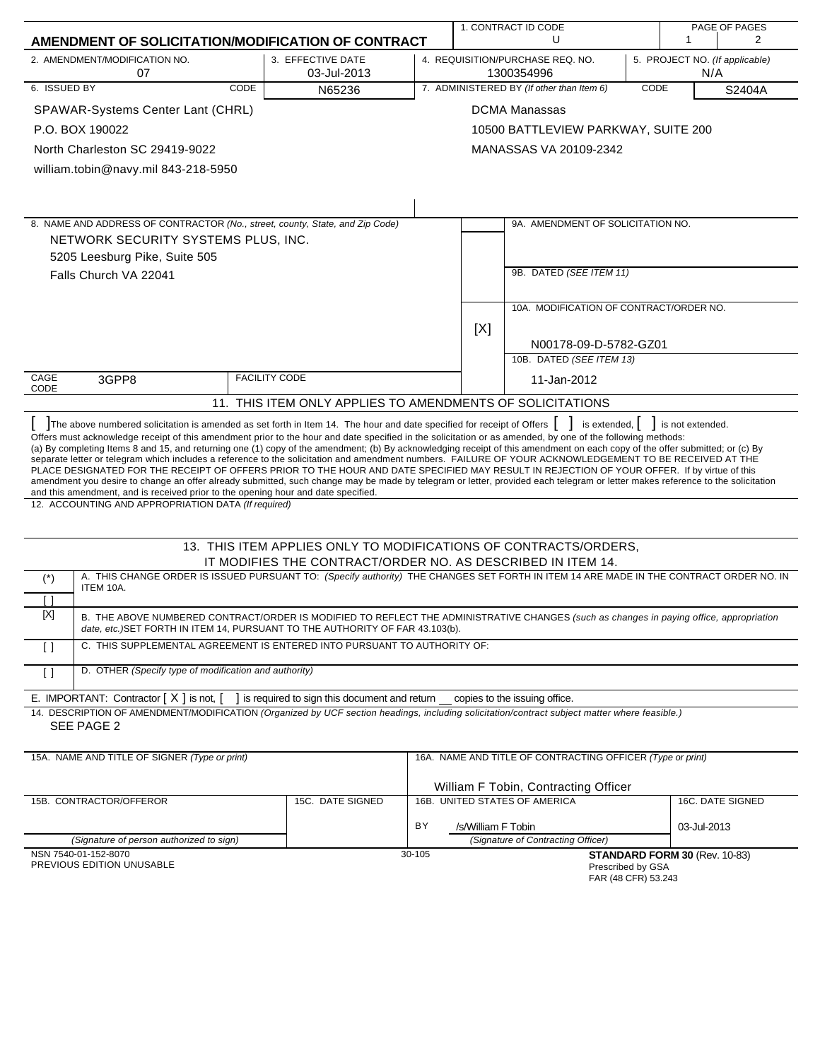# AMENDMENT OF SOLICITATION/MODIFICATION OF CONTRACT

| 1. CONTRACT ID CODE | PAGE OF PAGES |
|---|---|
| U | 1 / 2 |

| 2. AMENDMENT/MODIFICATION NO. | 3. EFFECTIVE DATE | 4. REQUISITION/PURCHASE REQ. NO. | 5. PROJECT NO. (If applicable) |
|---|---|---|---|
| 07 | 03-Jul-2013 | 1300354996 | N/A |

| 6. ISSUED BY | CODE | 7. ADMINISTERED BY (If other than Item 6) | CODE |
|---|---|---|---|
| SPAWAR-Systems Center Lant (CHRL)<br>P.O. BOX 190022<br>North Charleston SC 29419-9022<br>william.tobin@navy.mil 843-218-5950 | N65236 | DCMA Manassas<br>10500 BATTLEVIEW PARKWAY, SUITE 200<br>MANASSAS VA 20109-2342 | S2404A |

8. NAME AND ADDRESS OF CONTRACTOR (No., street, county, State, and Zip Code)

NETWORK SECURITY SYSTEMS PLUS, INC.
5205 Leesburg Pike, Suite 505
Falls Church VA 22041

CAGE CODE: 3GPP8 | FACILITY CODE:

| | |
|---|---|
| | 9A. AMENDMENT OF SOLICITATION NO. |
| | 9B. DATED (SEE ITEM 11) |
| [X] | 10A. MODIFICATION OF CONTRACT/ORDER NO.<br>N00178-09-D-5782-GZ01 |
| | 10B. DATED (SEE ITEM 13)<br>11-Jan-2012 |

## 11. THIS ITEM ONLY APPLIES TO AMENDMENTS OF SOLICITATIONS

[ ] The above numbered solicitation is amended as set forth in Item 14. The hour and date specified for receipt of Offers [ ] is extended, [ ] is not extended.
Offers must acknowledge receipt of this amendment prior to the hour and date specified in the solicitation or as amended, by one of the following methods:
(a) By completing Items 8 and 15, and returning one (1) copy of the amendment; (b) By acknowledging receipt of this amendment on each copy of the offer submitted; or (c) By separate letter or telegram which includes a reference to the solicitation and amendment numbers. FAILURE OF YOUR ACKNOWLEDGEMENT TO BE RECEIVED AT THE PLACE DESIGNATED FOR THE RECEIPT OF OFFERS PRIOR TO THE HOUR AND DATE SPECIFIED MAY RESULT IN REJECTION OF YOUR OFFER. If by virtue of this amendment you desire to change an offer already submitted, such change may be made by telegram or letter, provided each telegram or letter makes reference to the solicitation and this amendment, and is received prior to the opening hour and date specified.

12. ACCOUNTING AND APPROPRIATION DATA (If required)

## 13. THIS ITEM APPLIES ONLY TO MODIFICATIONS OF CONTRACTS/ORDERS, IT MODIFIES THE CONTRACT/ORDER NO. AS DESCRIBED IN ITEM 14.

| | |
|---|---|
| (*)<br>[ ] | A. THIS CHANGE ORDER IS ISSUED PURSUANT TO: (Specify authority) THE CHANGES SET FORTH IN ITEM 14 ARE MADE IN THE CONTRACT ORDER NO. IN ITEM 10A. |
| [X] | B. THE ABOVE NUMBERED CONTRACT/ORDER IS MODIFIED TO REFLECT THE ADMINISTRATIVE CHANGES (such as changes in paying office, appropriation date, etc.) SET FORTH IN ITEM 14, PURSUANT TO THE AUTHORITY OF FAR 43.103(b). |
| [ ] | C. THIS SUPPLEMENTAL AGREEMENT IS ENTERED INTO PURSUANT TO AUTHORITY OF: |
| [ ] | D. OTHER (Specify type of modification and authority) |

E. IMPORTANT: Contractor [ X ] is not, [ ] is required to sign this document and return __ copies to the issuing office.

14. DESCRIPTION OF AMENDMENT/MODIFICATION (Organized by UCF section headings, including solicitation/contract subject matter where feasible.)

SEE PAGE 2

| 15A. NAME AND TITLE OF SIGNER (Type or print) | | 16A. NAME AND TITLE OF CONTRACTING OFFICER (Type or print) | |
|---|---|---|---|
| | | William F Tobin, Contracting Officer | |
| 15B. CONTRACTOR/OFFEROR | 15C. DATE SIGNED | 16B. UNITED STATES OF AMERICA | 16C. DATE SIGNED |
| | | BY /s/William F Tobin | 03-Jul-2013 |
| (Signature of person authorized to sign) | | (Signature of Contracting Officer) | |

NSN 7540-01-152-8070
PREVIOUS EDITION UNUSABLE

30-105

**STANDARD FORM 30** (Rev. 10-83)
Prescribed by GSA
FAR (48 CFR) 53.243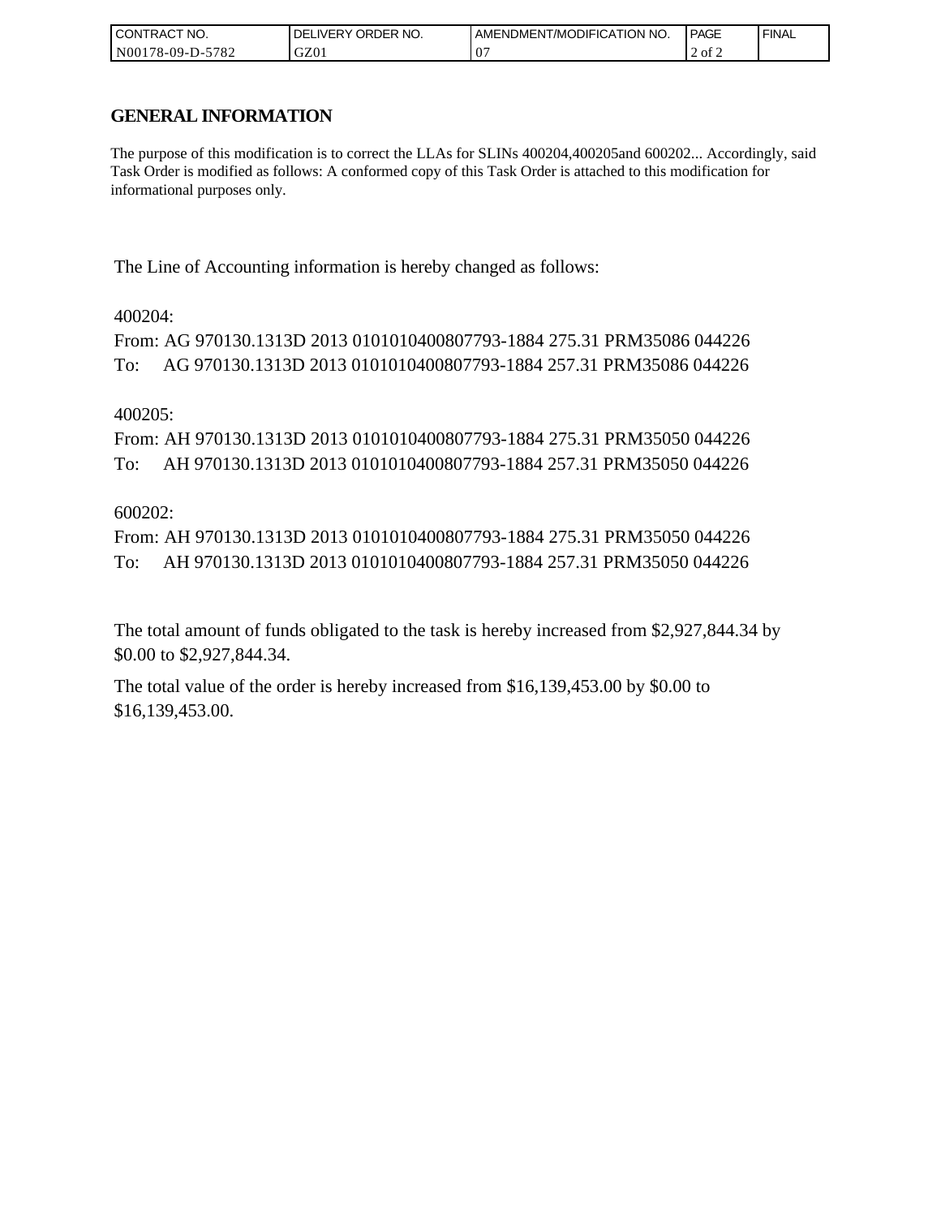| CONTRACT NO. | DELIVERY ORDER NO. | AMENDMENT/MODIFICATION NO. | PAGE | FINAL |
| --- | --- | --- | --- | --- |
| N00178-09-D-5782 | GZ01 | 07 | 2 of 2 | |

## GENERAL INFORMATION

The purpose of this modification is to correct the LLAs for SLINs 400204,400205and 600202... Accordingly, said Task Order is modified as follows: A conformed copy of this Task Order is attached to this modification for informational purposes only.

The Line of Accounting information is hereby changed as follows:

400204:
From: AG 970130.1313D 2013 0101010400807793-1884 275.31 PRM35086 044226
To: AG 970130.1313D 2013 0101010400807793-1884 257.31 PRM35086 044226

400205:
From: AH 970130.1313D 2013 0101010400807793-1884 275.31 PRM35050 044226
To: AH 970130.1313D 2013 0101010400807793-1884 257.31 PRM35050 044226

600202:
From: AH 970130.1313D 2013 0101010400807793-1884 275.31 PRM35050 044226
To: AH 970130.1313D 2013 0101010400807793-1884 257.31 PRM35050 044226

The total amount of funds obligated to the task is hereby increased from $2,927,844.34 by $0.00 to $2,927,844.34.

The total value of the order is hereby increased from $16,139,453.00 by $0.00 to $16,139,453.00.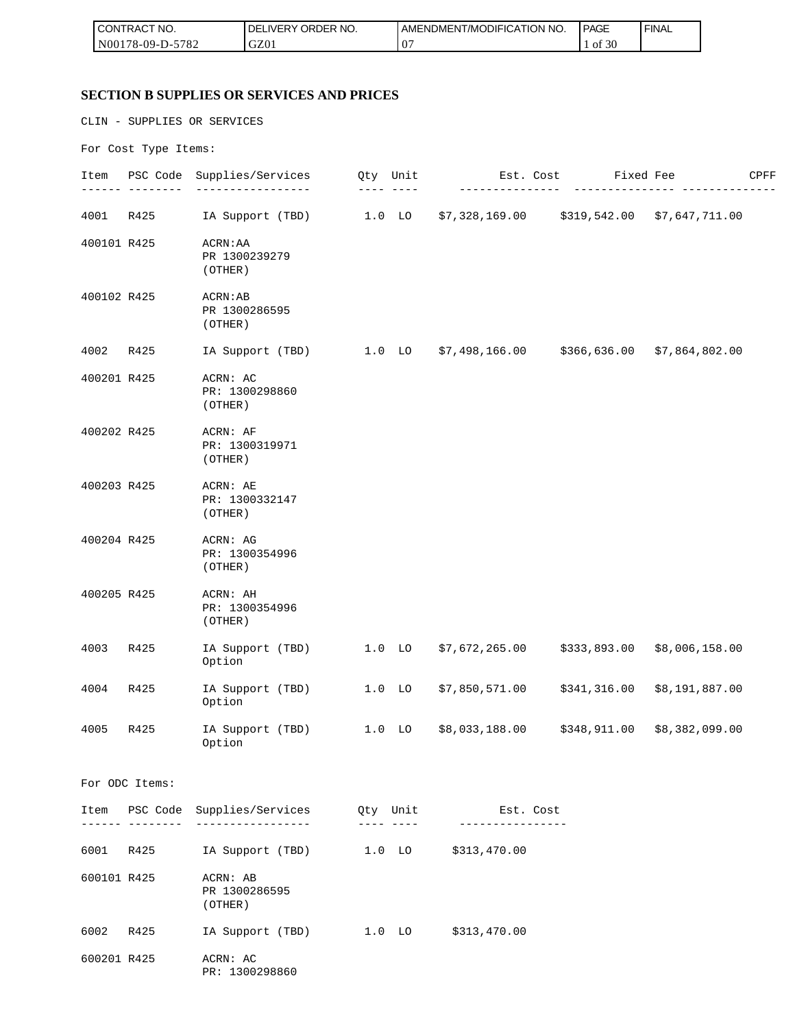| CONTRACT NO. | DELIVERY ORDER NO. | AMENDMENT/MODIFICATION NO. | PAGE | FINAL |
| --- | --- | --- | --- | --- |
| N00178-09-D-5782 | GZ01 | 07 | 1 of 30 | |

## SECTION B SUPPLIES OR SERVICES AND PRICES

CLIN - SUPPLIES OR SERVICES

For Cost Type Items:

| Item | PSC Code | Supplies/Services | Qty | Unit | Est. Cost | Fixed Fee | CPFF |
| --- | --- | --- | --- | --- | --- | --- | --- |
| 4001 | R425 | IA Support (TBD) | 1.0 | LO | $7,328,169.00 | $319,542.00 | $7,647,711.00 |
| 400101 | R425 | ACRN:AA<br>PR 1300239279<br>(OTHER) | | | | | |
| 400102 | R425 | ACRN:AB<br>PR 1300286595<br>(OTHER) | | | | | |
| 4002 | R425 | IA Support (TBD) | 1.0 | LO | $7,498,166.00 | $366,636.00 | $7,864,802.00 |
| 400201 | R425 | ACRN: AC<br>PR: 1300298860<br>(OTHER) | | | | | |
| 400202 | R425 | ACRN: AF<br>PR: 1300319971<br>(OTHER) | | | | | |
| 400203 | R425 | ACRN: AE<br>PR: 1300332147<br>(OTHER) | | | | | |
| 400204 | R425 | ACRN: AG<br>PR: 1300354996<br>(OTHER) | | | | | |
| 400205 | R425 | ACRN: AH<br>PR: 1300354996<br>(OTHER) | | | | | |
| 4003 | R425 | IA Support (TBD)<br>Option | 1.0 | LO | $7,672,265.00 | $333,893.00 | $8,006,158.00 |
| 4004 | R425 | IA Support (TBD)<br>Option | 1.0 | LO | $7,850,571.00 | $341,316.00 | $8,191,887.00 |
| 4005 | R425 | IA Support (TBD)<br>Option | 1.0 | LO | $8,033,188.00 | $348,911.00 | $8,382,099.00 |

For ODC Items:

| Item | PSC Code | Supplies/Services | Qty | Unit | Est. Cost |
| --- | --- | --- | --- | --- | --- |
| 6001 | R425 | IA Support (TBD) | 1.0 | LO | $313,470.00 |
| 600101 | R425 | ACRN: AB<br>PR 1300286595<br>(OTHER) | | | |
| 6002 | R425 | IA Support (TBD) | 1.0 | LO | $313,470.00 |
| 600201 | R425 | ACRN: AC<br>PR: 1300298860 | | | |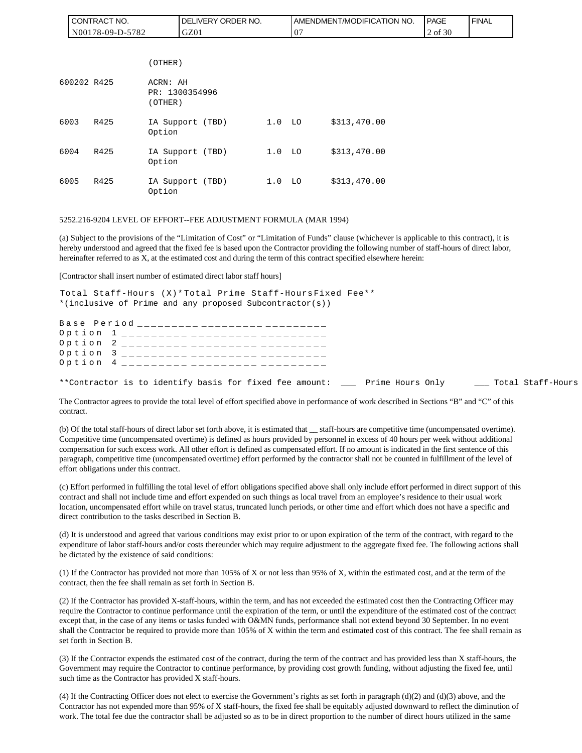| CONTRACT NO. | DELIVERY ORDER NO. | AMENDMENT/MODIFICATION NO. | PAGE | FINAL |
|---|---|---|---|---|
| N00178-09-D-5782 | GZ01 | 07 | 2 of 30 | |

```
                     (OTHER)

600202 R425          ACRN: AH
                     PR: 1300354996
                     (OTHER)

6003   R425          IA Support (TBD)      1.0  LO       $313,470.00
                     Option

6004   R425          IA Support (TBD)      1.0  LO       $313,470.00
                     Option

6005   R425          IA Support (TBD)      1.0  LO       $313,470.00
                     Option
```

5252.216-9204 LEVEL OF EFFORT--FEE ADJUSTMENT FORMULA (MAR 1994)

(a) Subject to the provisions of the "Limitation of Cost" or "Limitation of Funds" clause (whichever is applicable to this contract), it is hereby understood and agreed that the fixed fee is based upon the Contractor providing the following number of staff-hours of direct labor, hereinafter referred to as X, at the estimated cost and during the term of this contract specified elsewhere herein:

[Contractor shall insert number of estimated direct labor staff hours]

```
Total Staff-Hours (X)*Total Prime Staff-HoursFixed Fee**
*(inclusive of Prime and any proposed Subcontractor(s))

Base Period _________ _________ _________
Option  1 _________ _________ _________
Option  2 _________ _________ _________
Option  3 _________ _________ _________
Option  4 _________ _________ _________

**Contractor is to identify basis for fixed fee amount:  ___  Prime Hours Only      ___ Total Staff-Hours
```

The Contractor agrees to provide the total level of effort specified above in performance of work described in Sections "B" and "C" of this contract.

(b) Of the total staff-hours of direct labor set forth above, it is estimated that __ staff-hours are competitive time (uncompensated overtime). Competitive time (uncompensated overtime) is defined as hours provided by personnel in excess of 40 hours per week without additional compensation for such excess work. All other effort is defined as compensated effort. If no amount is indicated in the first sentence of this paragraph, competitive time (uncompensated overtime) effort performed by the contractor shall not be counted in fulfillment of the level of effort obligations under this contract.

(c) Effort performed in fulfilling the total level of effort obligations specified above shall only include effort performed in direct support of this contract and shall not include time and effort expended on such things as local travel from an employee's residence to their usual work location, uncompensated effort while on travel status, truncated lunch periods, or other time and effort which does not have a specific and direct contribution to the tasks described in Section B.

(d) It is understood and agreed that various conditions may exist prior to or upon expiration of the term of the contract, with regard to the expenditure of labor staff-hours and/or costs thereunder which may require adjustment to the aggregate fixed fee. The following actions shall be dictated by the existence of said conditions:

(1) If the Contractor has provided not more than 105% of X or not less than 95% of X, within the estimated cost, and at the term of the contract, then the fee shall remain as set forth in Section B.

(2) If the Contractor has provided X-staff-hours, within the term, and has not exceeded the estimated cost then the Contracting Officer may require the Contractor to continue performance until the expiration of the term, or until the expenditure of the estimated cost of the contract except that, in the case of any items or tasks funded with O&MN funds, performance shall not extend beyond 30 September. In no event shall the Contractor be required to provide more than 105% of X within the term and estimated cost of this contract. The fee shall remain as set forth in Section B.

(3) If the Contractor expends the estimated cost of the contract, during the term of the contract and has provided less than X staff-hours, the Government may require the Contractor to continue performance, by providing cost growth funding, without adjusting the fixed fee, until such time as the Contractor has provided X staff-hours.

(4) If the Contracting Officer does not elect to exercise the Government's rights as set forth in paragraph (d)(2) and (d)(3) above, and the Contractor has not expended more than 95% of X staff-hours, the fixed fee shall be equitably adjusted downward to reflect the diminution of work. The total fee due the contractor shall be adjusted so as to be in direct proportion to the number of direct hours utilized in the same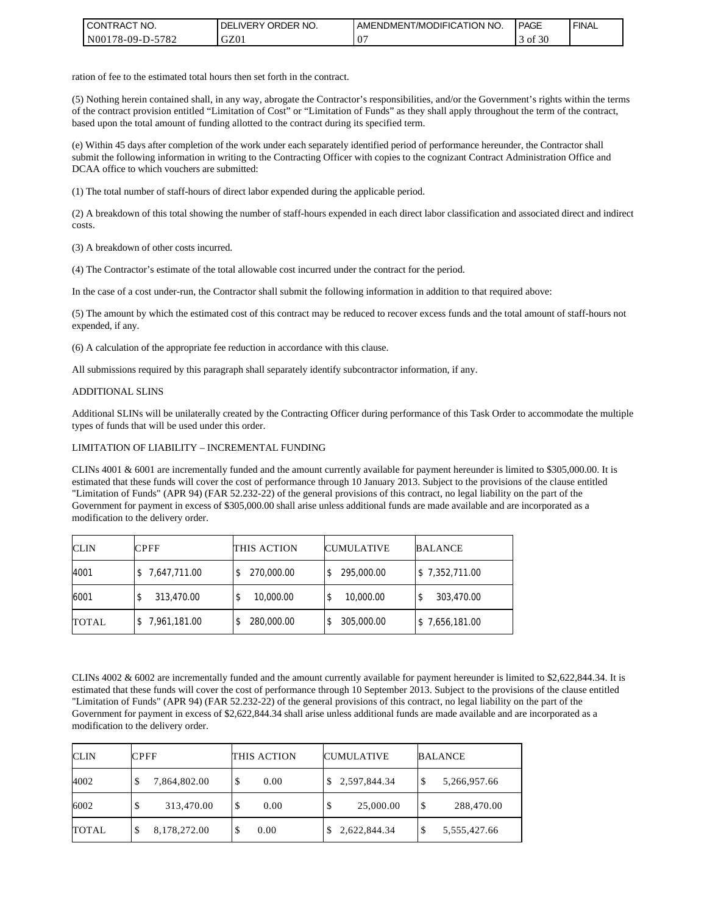ration of fee to the estimated total hours then set forth in the contract.

(5) Nothing herein contained shall, in any way, abrogate the Contractor's responsibilities, and/or the Government's rights within the terms of the contract provision entitled "Limitation of Cost" or "Limitation of Funds" as they shall apply throughout the term of the contract, based upon the total amount of funding allotted to the contract during its specified term.

(e) Within 45 days after completion of the work under each separately identified period of performance hereunder, the Contractor shall submit the following information in writing to the Contracting Officer with copies to the cognizant Contract Administration Office and DCAA office to which vouchers are submitted:

(1) The total number of staff-hours of direct labor expended during the applicable period.

(2) A breakdown of this total showing the number of staff-hours expended in each direct labor classification and associated direct and indirect costs.

(3) A breakdown of other costs incurred.

(4) The Contractor's estimate of the total allowable cost incurred under the contract for the period.

In the case of a cost under-run, the Contractor shall submit the following information in addition to that required above:

(5) The amount by which the estimated cost of this contract may be reduced to recover excess funds and the total amount of staff-hours not expended, if any.

(6) A calculation of the appropriate fee reduction in accordance with this clause.

All submissions required by this paragraph shall separately identify subcontractor information, if any.

ADDITIONAL SLINS

Additional SLINs will be unilaterally created by the Contracting Officer during performance of this Task Order to accommodate the multiple types of funds that will be used under this order.

LIMITATION OF LIABILITY – INCREMENTAL FUNDING

CLINs 4001 & 6001 are incrementally funded and the amount currently available for payment hereunder is limited to $305,000.00. It is estimated that these funds will cover the cost of performance through 10 January 2013. Subject to the provisions of the clause entitled "Limitation of Funds" (APR 94) (FAR 52.232-22) of the general provisions of this contract, no legal liability on the part of the Government for payment in excess of $305,000.00 shall arise unless additional funds are made available and are incorporated as a modification to the delivery order.

| CLIN | CPFF | THIS ACTION | CUMULATIVE | BALANCE |
|---|---|---|---|---|
| 4001 | $ 7,647,711.00 | $ 270,000.00 | $ 295,000.00 | $ 7,352,711.00 |
| 6001 | $ 313,470.00 | $ 10,000.00 | $ 10,000.00 | $ 303,470.00 |
| TOTAL | $ 7,961,181.00 | $ 280,000.00 | $ 305,000.00 | $ 7,656,181.00 |

CLINs 4002 & 6002 are incrementally funded and the amount currently available for payment hereunder is limited to $2,622,844.34. It is estimated that these funds will cover the cost of performance through 10 September 2013. Subject to the provisions of the clause entitled "Limitation of Funds" (APR 94) (FAR 52.232-22) of the general provisions of this contract, no legal liability on the part of the Government for payment in excess of $2,622,844.34 shall arise unless additional funds are made available and are incorporated as a modification to the delivery order.

| CLIN | CPFF | THIS ACTION | CUMULATIVE | BALANCE |
|---|---|---|---|---|
| 4002 | $ 7,864,802.00 | $ 0.00 | $ 2,597,844.34 | $ 5,266,957.66 |
| 6002 | $ 313,470.00 | $ 0.00 | $ 25,000.00 | $ 288,470.00 |
| TOTAL | $ 8,178,272.00 | $ 0.00 | $ 2,622,844.34 | $ 5,555,427.66 |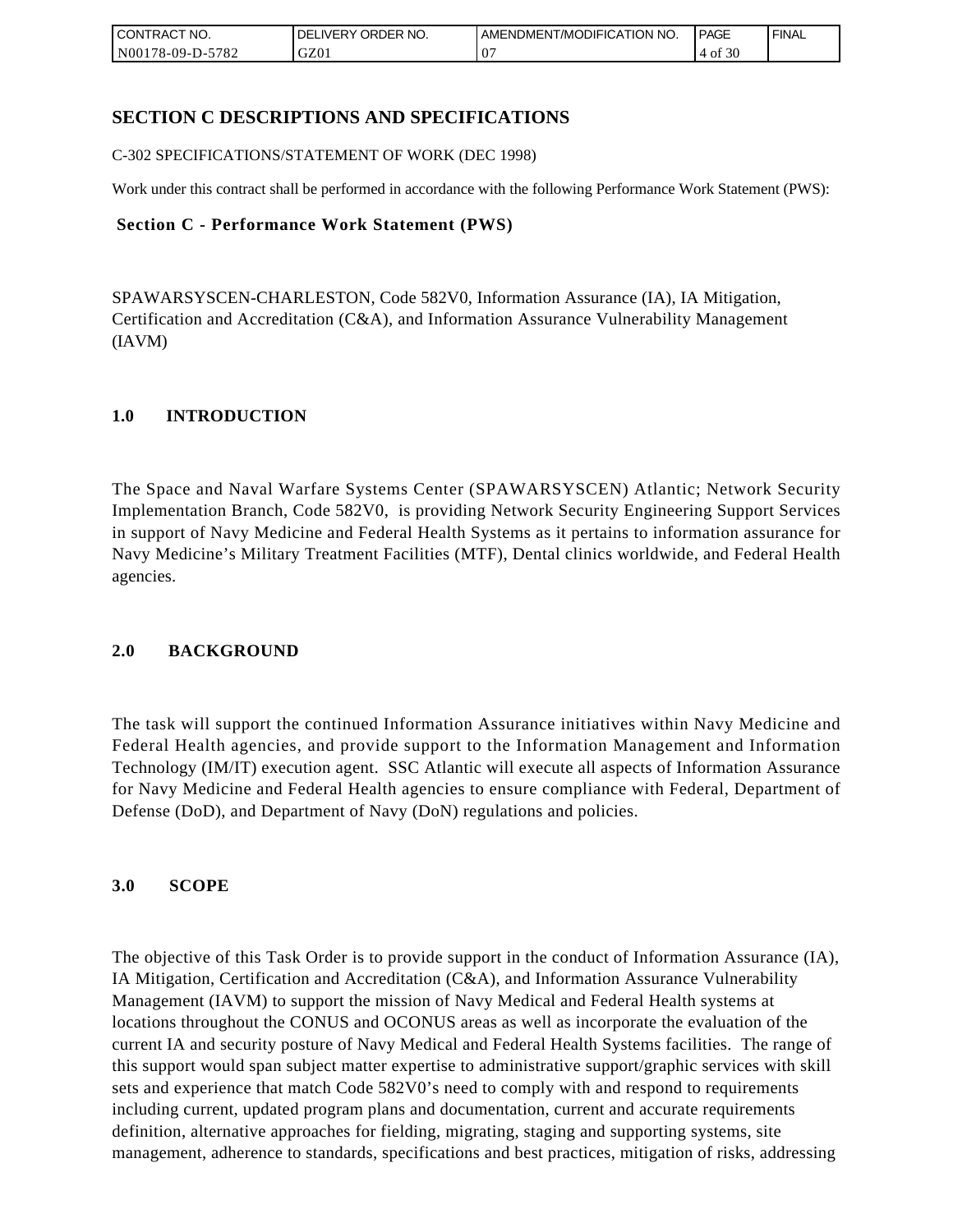## SECTION C DESCRIPTIONS AND SPECIFICATIONS

C-302 SPECIFICATIONS/STATEMENT OF WORK (DEC 1998)

Work under this contract shall be performed in accordance with the following Performance Work Statement (PWS):

### Section C - Performance Work Statement (PWS)

SPAWARSYSCEN-CHARLESTON, Code 582V0, Information Assurance (IA), IA Mitigation, Certification and Accreditation (C&A), and Information Assurance Vulnerability Management (IAVM)

### 1.0 INTRODUCTION

The Space and Naval Warfare Systems Center (SPAWARSYSCEN) Atlantic; Network Security Implementation Branch, Code 582V0, is providing Network Security Engineering Support Services in support of Navy Medicine and Federal Health Systems as it pertains to information assurance for Navy Medicine's Military Treatment Facilities (MTF), Dental clinics worldwide, and Federal Health agencies.

### 2.0 BACKGROUND

The task will support the continued Information Assurance initiatives within Navy Medicine and Federal Health agencies, and provide support to the Information Management and Information Technology (IM/IT) execution agent. SSC Atlantic will execute all aspects of Information Assurance for Navy Medicine and Federal Health agencies to ensure compliance with Federal, Department of Defense (DoD), and Department of Navy (DoN) regulations and policies.

### 3.0 SCOPE

The objective of this Task Order is to provide support in the conduct of Information Assurance (IA), IA Mitigation, Certification and Accreditation (C&A), and Information Assurance Vulnerability Management (IAVM) to support the mission of Navy Medical and Federal Health systems at locations throughout the CONUS and OCONUS areas as well as incorporate the evaluation of the current IA and security posture of Navy Medical and Federal Health Systems facilities. The range of this support would span subject matter expertise to administrative support/graphic services with skill sets and experience that match Code 582V0's need to comply with and respond to requirements including current, updated program plans and documentation, current and accurate requirements definition, alternative approaches for fielding, migrating, staging and supporting systems, site management, adherence to standards, specifications and best practices, mitigation of risks, addressing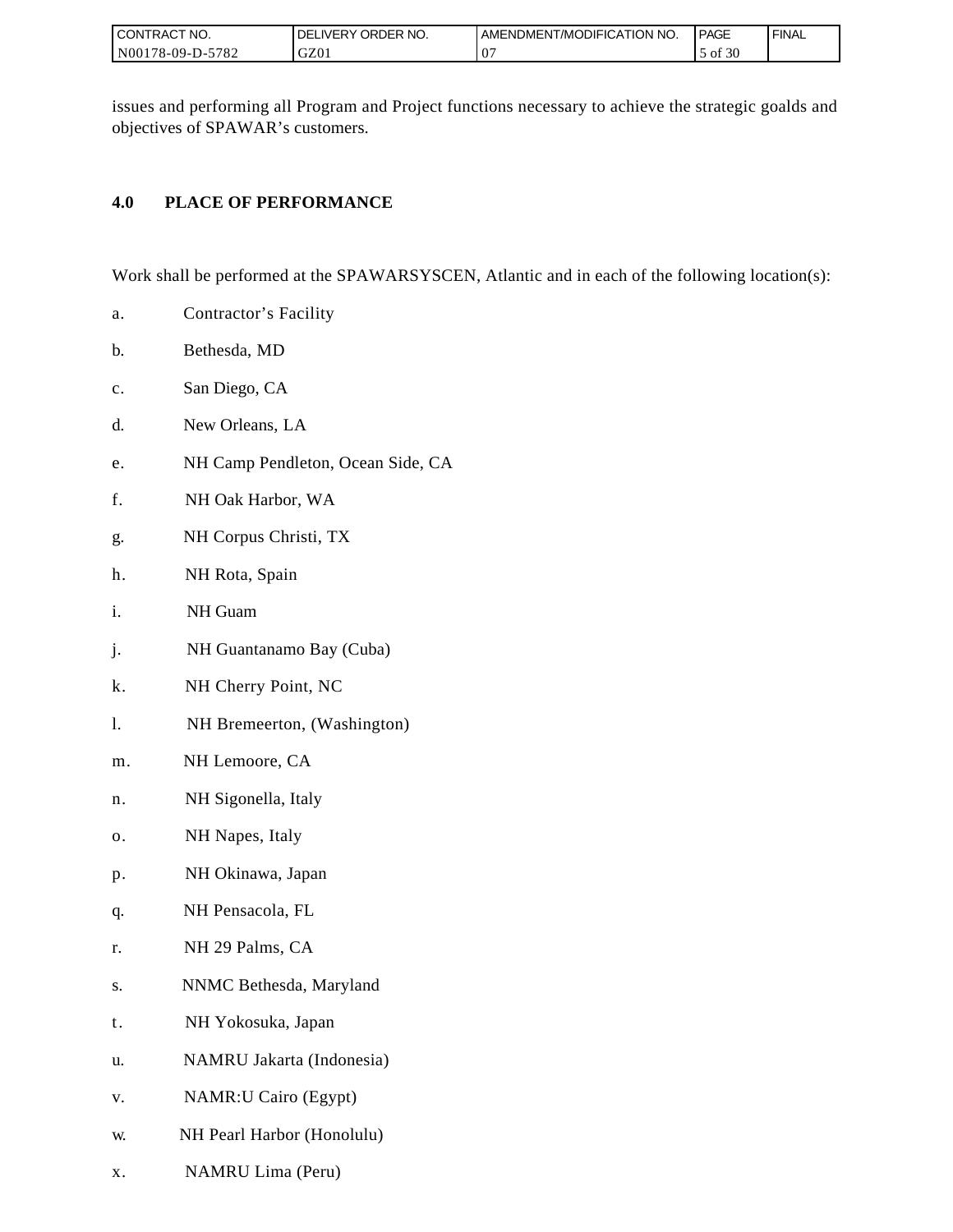issues and performing all Program and Project functions necessary to achieve the strategic goalds and objectives of SPAWAR's customers.

## 4.0 PLACE OF PERFORMANCE

Work shall be performed at the SPAWARSYSCEN, Atlantic and in each of the following location(s):

a. Contractor's Facility

b. Bethesda, MD

c. San Diego, CA

d. New Orleans, LA

e. NH Camp Pendleton, Ocean Side, CA

f. NH Oak Harbor, WA

g. NH Corpus Christi, TX

h. NH Rota, Spain

i. NH Guam

j. NH Guantanamo Bay (Cuba)

k. NH Cherry Point, NC

l. NH Bremeerton, (Washington)

m. NH Lemoore, CA

n. NH Sigonella, Italy

o. NH Napes, Italy

p. NH Okinawa, Japan

q. NH Pensacola, FL

r. NH 29 Palms, CA

s. NNMC Bethesda, Maryland

t. NH Yokosuka, Japan

u. NAMRU Jakarta (Indonesia)

v. NAMR:U Cairo (Egypt)

w. NH Pearl Harbor (Honolulu)

x. NAMRU Lima (Peru)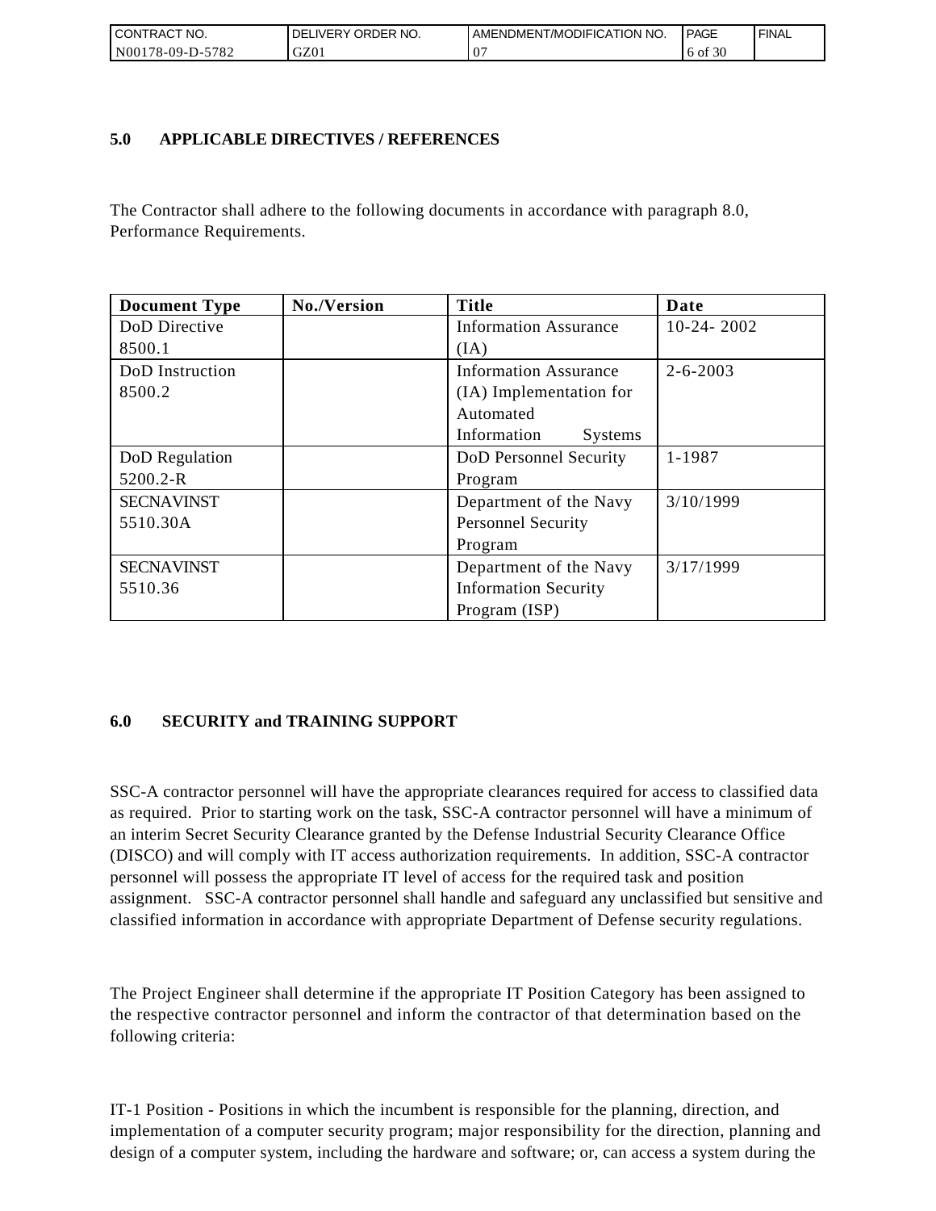## 5.0 APPLICABLE DIRECTIVES / REFERENCES

The Contractor shall adhere to the following documents in accordance with paragraph 8.0, Performance Requirements.

| Document Type | No./Version | Title | Date |
|---|---|---|---|
| DoD Directive 8500.1 | | Information Assurance (IA) | 10-24- 2002 |
| DoD Instruction 8500.2 | | Information Assurance (IA) Implementation for Automated Information Systems | 2-6-2003 |
| DoD Regulation 5200.2-R | | DoD Personnel Security Program | 1-1987 |
| SECNAVINST 5510.30A | | Department of the Navy Personnel Security Program | 3/10/1999 |
| SECNAVINST 5510.36 | | Department of the Navy Information Security Program (ISP) | 3/17/1999 |

## 6.0 SECURITY and TRAINING SUPPORT

SSC-A contractor personnel will have the appropriate clearances required for access to classified data as required. Prior to starting work on the task, SSC-A contractor personnel will have a minimum of an interim Secret Security Clearance granted by the Defense Industrial Security Clearance Office (DISCO) and will comply with IT access authorization requirements. In addition, SSC-A contractor personnel will possess the appropriate IT level of access for the required task and position assignment. SSC-A contractor personnel shall handle and safeguard any unclassified but sensitive and classified information in accordance with appropriate Department of Defense security regulations.

The Project Engineer shall determine if the appropriate IT Position Category has been assigned to the respective contractor personnel and inform the contractor of that determination based on the following criteria:

IT-1 Position - Positions in which the incumbent is responsible for the planning, direction, and implementation of a computer security program; major responsibility for the direction, planning and design of a computer system, including the hardware and software; or, can access a system during the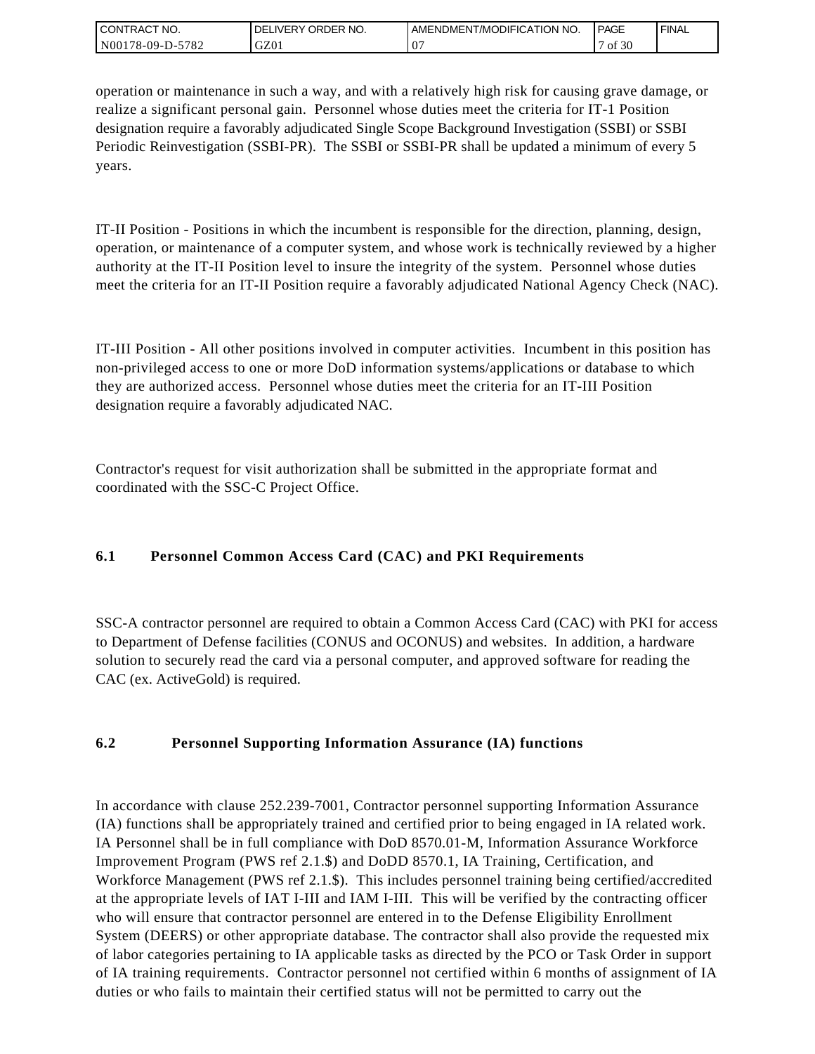operation or maintenance in such a way, and with a relatively high risk for causing grave damage, or realize a significant personal gain. Personnel whose duties meet the criteria for IT-1 Position designation require a favorably adjudicated Single Scope Background Investigation (SSBI) or SSBI Periodic Reinvestigation (SSBI-PR). The SSBI or SSBI-PR shall be updated a minimum of every 5 years.

IT-II Position - Positions in which the incumbent is responsible for the direction, planning, design, operation, or maintenance of a computer system, and whose work is technically reviewed by a higher authority at the IT-II Position level to insure the integrity of the system. Personnel whose duties meet the criteria for an IT-II Position require a favorably adjudicated National Agency Check (NAC).

IT-III Position - All other positions involved in computer activities. Incumbent in this position has non-privileged access to one or more DoD information systems/applications or database to which they are authorized access. Personnel whose duties meet the criteria for an IT-III Position designation require a favorably adjudicated NAC.

Contractor's request for visit authorization shall be submitted in the appropriate format and coordinated with the SSC-C Project Office.

### 6.1 Personnel Common Access Card (CAC) and PKI Requirements

SSC-A contractor personnel are required to obtain a Common Access Card (CAC) with PKI for access to Department of Defense facilities (CONUS and OCONUS) and websites. In addition, a hardware solution to securely read the card via a personal computer, and approved software for reading the CAC (ex. ActiveGold) is required.

### 6.2 Personnel Supporting Information Assurance (IA) functions

In accordance with clause 252.239-7001, Contractor personnel supporting Information Assurance (IA) functions shall be appropriately trained and certified prior to being engaged in IA related work. IA Personnel shall be in full compliance with DoD 8570.01-M, Information Assurance Workforce Improvement Program (PWS ref 2.1.$) and DoDD 8570.1, IA Training, Certification, and Workforce Management (PWS ref 2.1.$). This includes personnel training being certified/accredited at the appropriate levels of IAT I-III and IAM I-III. This will be verified by the contracting officer who will ensure that contractor personnel are entered in to the Defense Eligibility Enrollment System (DEERS) or other appropriate database. The contractor shall also provide the requested mix of labor categories pertaining to IA applicable tasks as directed by the PCO or Task Order in support of IA training requirements. Contractor personnel not certified within 6 months of assignment of IA duties or who fails to maintain their certified status will not be permitted to carry out the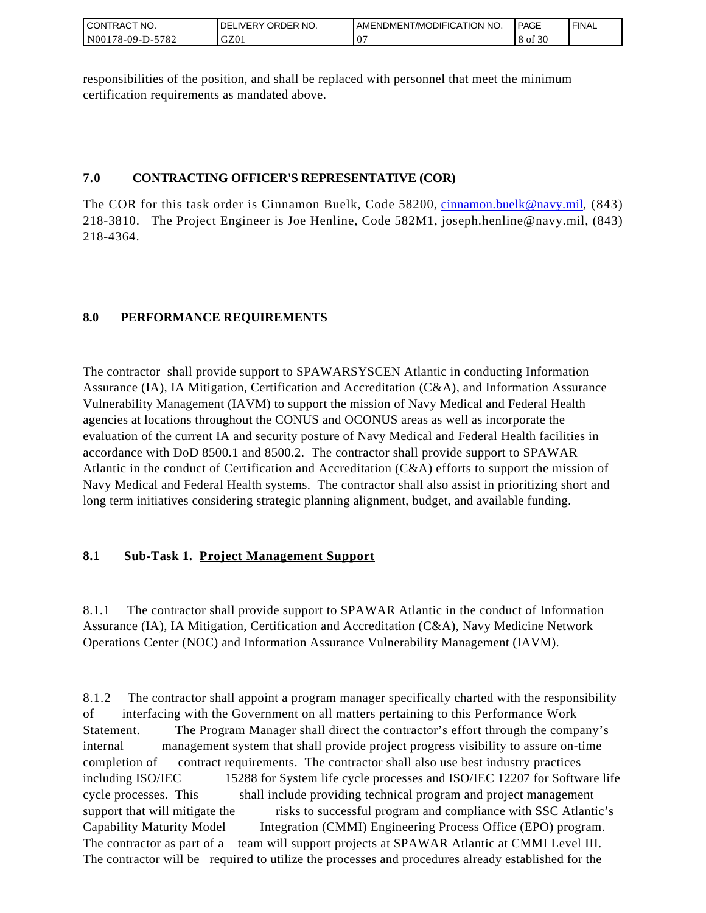responsibilities of the position, and shall be replaced with personnel that meet the minimum certification requirements as mandated above.

### 7.0 CONTRACTING OFFICER'S REPRESENTATIVE (COR)

The COR for this task order is Cinnamon Buelk, Code 58200, cinnamon.buelk@navy.mil, (843) 218-3810. The Project Engineer is Joe Henline, Code 582M1, joseph.henline@navy.mil, (843) 218-4364.

### 8.0 PERFORMANCE REQUIREMENTS

The contractor shall provide support to SPAWARSYSCEN Atlantic in conducting Information Assurance (IA), IA Mitigation, Certification and Accreditation (C&A), and Information Assurance Vulnerability Management (IAVM) to support the mission of Navy Medical and Federal Health agencies at locations throughout the CONUS and OCONUS areas as well as incorporate the evaluation of the current IA and security posture of Navy Medical and Federal Health facilities in accordance with DoD 8500.1 and 8500.2. The contractor shall provide support to SPAWAR Atlantic in the conduct of Certification and Accreditation (C&A) efforts to support the mission of Navy Medical and Federal Health systems. The contractor shall also assist in prioritizing short and long term initiatives considering strategic planning alignment, budget, and available funding.

### 8.1 Sub-Task 1. Project Management Support

8.1.1 The contractor shall provide support to SPAWAR Atlantic in the conduct of Information Assurance (IA), IA Mitigation, Certification and Accreditation (C&A), Navy Medicine Network Operations Center (NOC) and Information Assurance Vulnerability Management (IAVM).

8.1.2 The contractor shall appoint a program manager specifically charted with the responsibility of interfacing with the Government on all matters pertaining to this Performance Work Statement. The Program Manager shall direct the contractor's effort through the company's internal management system that shall provide project progress visibility to assure on-time completion of contract requirements. The contractor shall also use best industry practices including ISO/IEC 15288 for System life cycle processes and ISO/IEC 12207 for Software life cycle processes. This shall include providing technical program and project management support that will mitigate the risks to successful program and compliance with SSC Atlantic's Capability Maturity Model Integration (CMMI) Engineering Process Office (EPO) program. The contractor as part of a team will support projects at SPAWAR Atlantic at CMMI Level III. The contractor will be required to utilize the processes and procedures already established for the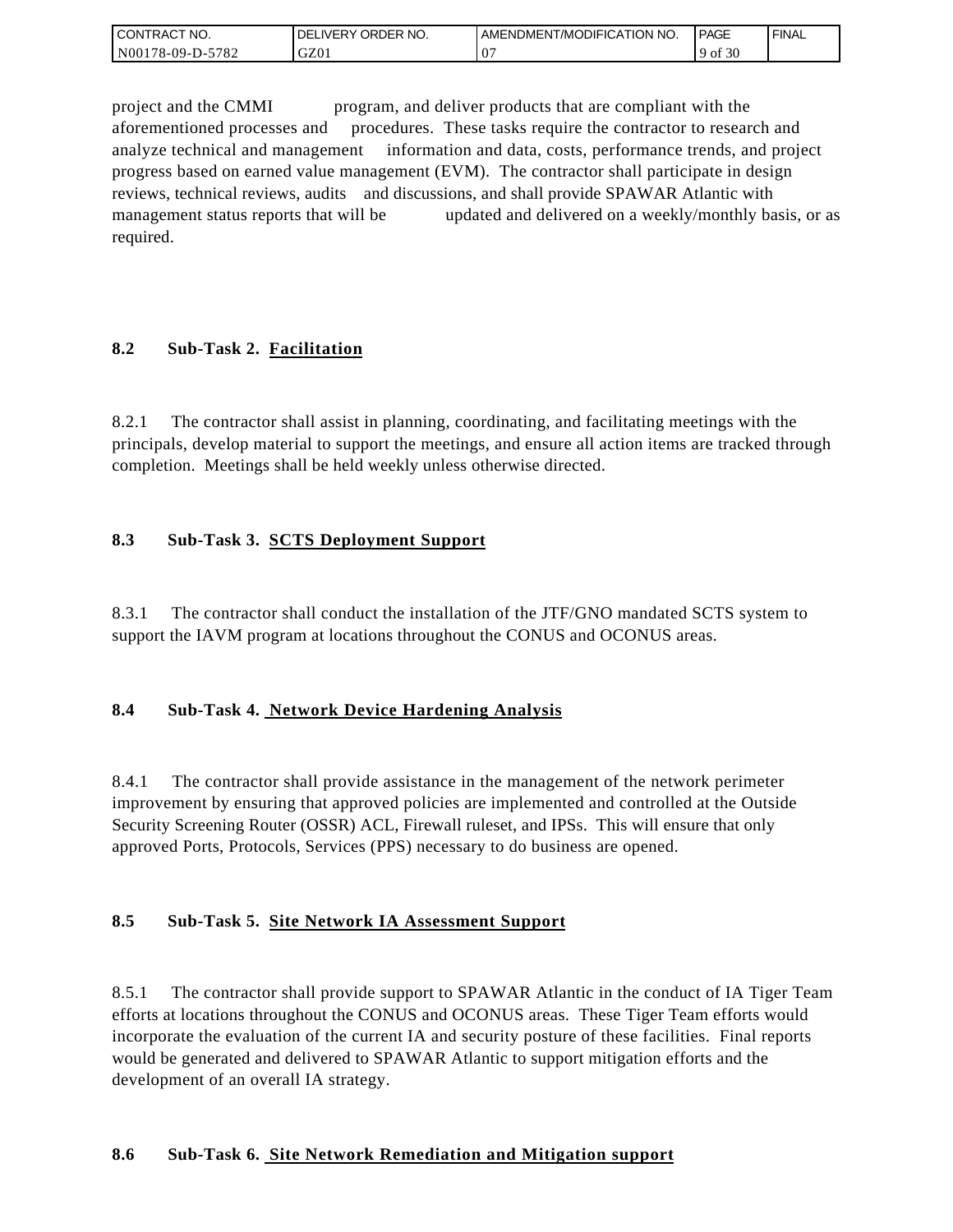project and the CMMI program, and deliver products that are compliant with the aforementioned processes and procedures. These tasks require the contractor to research and analyze technical and management information and data, costs, performance trends, and project progress based on earned value management (EVM). The contractor shall participate in design reviews, technical reviews, audits and discussions, and shall provide SPAWAR Atlantic with management status reports that will be updated and delivered on a weekly/monthly basis, or as required.

### 8.2 Sub-Task 2. Facilitation

8.2.1 The contractor shall assist in planning, coordinating, and facilitating meetings with the principals, develop material to support the meetings, and ensure all action items are tracked through completion. Meetings shall be held weekly unless otherwise directed.

### 8.3 Sub-Task 3. SCTS Deployment Support

8.3.1 The contractor shall conduct the installation of the JTF/GNO mandated SCTS system to support the IAVM program at locations throughout the CONUS and OCONUS areas.

### 8.4 Sub-Task 4. Network Device Hardening Analysis

8.4.1 The contractor shall provide assistance in the management of the network perimeter improvement by ensuring that approved policies are implemented and controlled at the Outside Security Screening Router (OSSR) ACL, Firewall ruleset, and IPSs. This will ensure that only approved Ports, Protocols, Services (PPS) necessary to do business are opened.

### 8.5 Sub-Task 5. Site Network IA Assessment Support

8.5.1 The contractor shall provide support to SPAWAR Atlantic in the conduct of IA Tiger Team efforts at locations throughout the CONUS and OCONUS areas. These Tiger Team efforts would incorporate the evaluation of the current IA and security posture of these facilities. Final reports would be generated and delivered to SPAWAR Atlantic to support mitigation efforts and the development of an overall IA strategy.

### 8.6 Sub-Task 6. Site Network Remediation and Mitigation support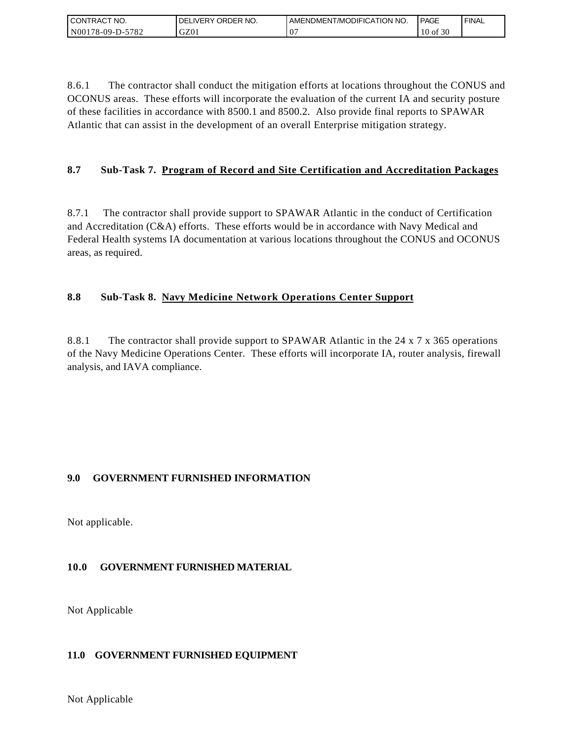8.6.1 The contractor shall conduct the mitigation efforts at locations throughout the CONUS and OCONUS areas. These efforts will incorporate the evaluation of the current IA and security posture of these facilities in accordance with 8500.1 and 8500.2. Also provide final reports to SPAWAR Atlantic that can assist in the development of an overall Enterprise mitigation strategy.

### 8.7 Sub-Task 7. <u>Program of Record and Site Certification and Accreditation Packages</u>

8.7.1 The contractor shall provide support to SPAWAR Atlantic in the conduct of Certification and Accreditation (C&A) efforts. These efforts would be in accordance with Navy Medical and Federal Health systems IA documentation at various locations throughout the CONUS and OCONUS areas, as required.

### 8.8 Sub-Task 8. <u>Navy Medicine Network Operations Center Support</u>

8.8.1 The contractor shall provide support to SPAWAR Atlantic in the 24 x 7 x 365 operations of the Navy Medicine Operations Center. These efforts will incorporate IA, router analysis, firewall analysis, and IAVA compliance.

## 9.0 GOVERNMENT FURNISHED INFORMATION

Not applicable.

## 10.0 GOVERNMENT FURNISHED MATERIAL

Not Applicable

## 11.0 GOVERNMENT FURNISHED EQUIPMENT

Not Applicable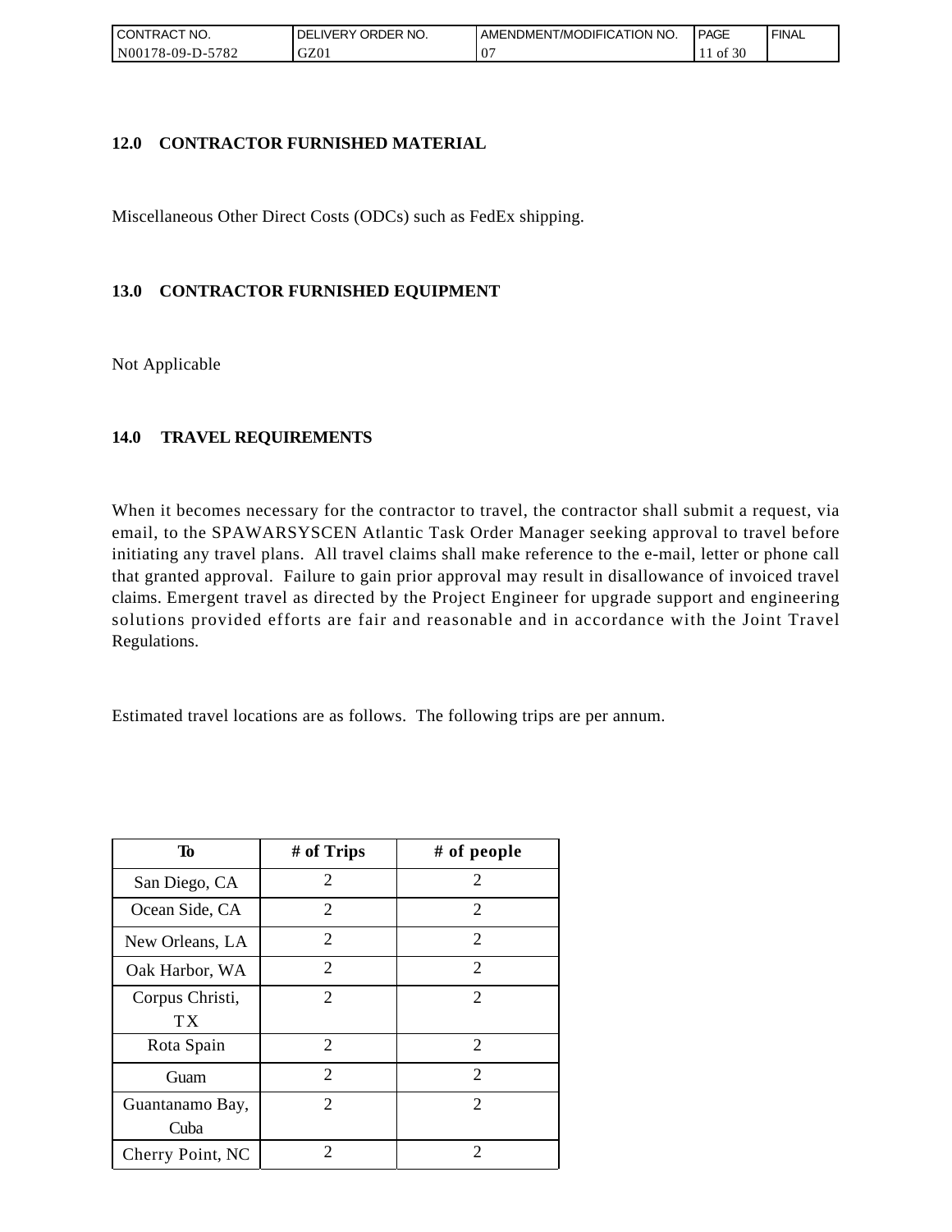## 12.0 CONTRACTOR FURNISHED MATERIAL

Miscellaneous Other Direct Costs (ODCs) such as FedEx shipping.

## 13.0 CONTRACTOR FURNISHED EQUIPMENT

Not Applicable

## 14.0 TRAVEL REQUIREMENTS

When it becomes necessary for the contractor to travel, the contractor shall submit a request, via email, to the SPAWARSYSCEN Atlantic Task Order Manager seeking approval to travel before initiating any travel plans. All travel claims shall make reference to the e-mail, letter or phone call that granted approval. Failure to gain prior approval may result in disallowance of invoiced travel claims. Emergent travel as directed by the Project Engineer for upgrade support and engineering solutions provided efforts are fair and reasonable and in accordance with the Joint Travel Regulations.

Estimated travel locations are as follows. The following trips are per annum.

| To | # of Trips | # of people |
|---|---|---|
| San Diego, CA | 2 | 2 |
| Ocean Side, CA | 2 | 2 |
| New Orleans, LA | 2 | 2 |
| Oak Harbor, WA | 2 | 2 |
| Corpus Christi, TX | 2 | 2 |
| Rota Spain | 2 | 2 |
| Guam | 2 | 2 |
| Guantanamo Bay, Cuba | 2 | 2 |
| Cherry Point, NC | 2 | 2 |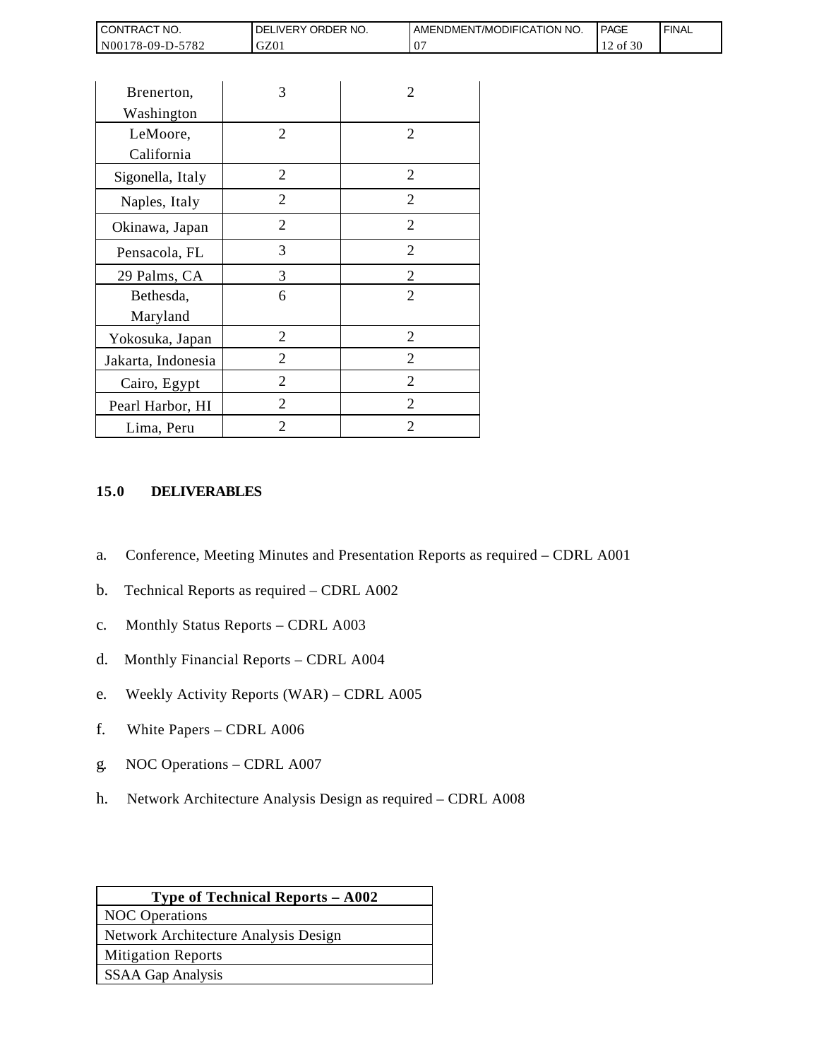| | | |
|---|---|---|
| Brenerton, Washington | 3 | 2 |
| LeMoore, California | 2 | 2 |
| Sigonella, Italy | 2 | 2 |
| Naples, Italy | 2 | 2 |
| Okinawa, Japan | 2 | 2 |
| Pensacola, FL | 3 | 2 |
| 29 Palms, CA | 3 | 2 |
| Bethesda, Maryland | 6 | 2 |
| Yokosuka, Japan | 2 | 2 |
| Jakarta, Indonesia | 2 | 2 |
| Cairo, Egypt | 2 | 2 |
| Pearl Harbor, HI | 2 | 2 |
| Lima, Peru | 2 | 2 |

## 15.0 DELIVERABLES

a. Conference, Meeting Minutes and Presentation Reports as required – CDRL A001

b. Technical Reports as required – CDRL A002

c. Monthly Status Reports – CDRL A003

d. Monthly Financial Reports – CDRL A004

e. Weekly Activity Reports (WAR) – CDRL A005

f. White Papers – CDRL A006

g. NOC Operations – CDRL A007

h. Network Architecture Analysis Design as required – CDRL A008

| Type of Technical Reports – A002 |
|---|
| NOC Operations |
| Network Architecture Analysis Design |
| Mitigation Reports |
| SSAA Gap Analysis |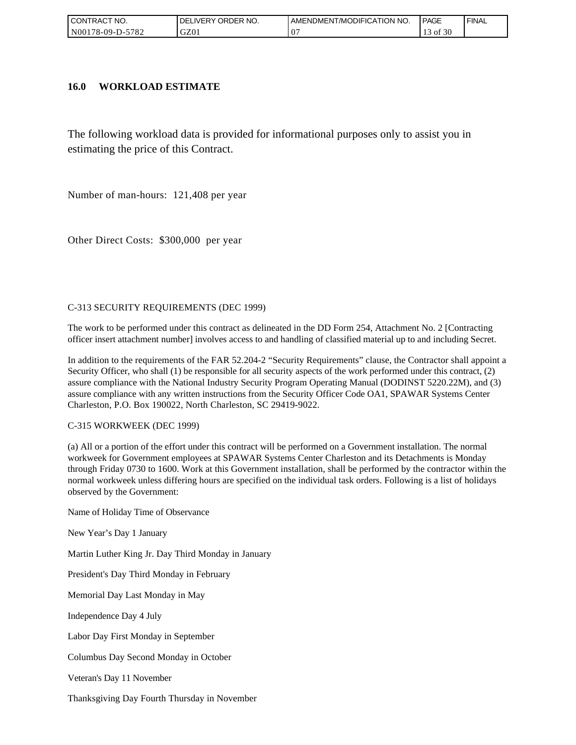## 16.0 WORKLOAD ESTIMATE

The following workload data is provided for informational purposes only to assist you in estimating the price of this Contract.

Number of man-hours: 121,408 per year

Other Direct Costs: $300,000 per year

C-313 SECURITY REQUIREMENTS (DEC 1999)

The work to be performed under this contract as delineated in the DD Form 254, Attachment No. 2 [Contracting officer insert attachment number] involves access to and handling of classified material up to and including Secret.

In addition to the requirements of the FAR 52.204-2 “Security Requirements” clause, the Contractor shall appoint a Security Officer, who shall (1) be responsible for all security aspects of the work performed under this contract, (2) assure compliance with the National Industry Security Program Operating Manual (DODINST 5220.22M), and (3) assure compliance with any written instructions from the Security Officer Code OA1, SPAWAR Systems Center Charleston, P.O. Box 190022, North Charleston, SC 29419-9022.

C-315 WORKWEEK (DEC 1999)

(a) All or a portion of the effort under this contract will be performed on a Government installation. The normal workweek for Government employees at SPAWAR Systems Center Charleston and its Detachments is Monday through Friday 0730 to 1600. Work at this Government installation, shall be performed by the contractor within the normal workweek unless differing hours are specified on the individual task orders. Following is a list of holidays observed by the Government:

Name of Holiday Time of Observance

New Year’s Day 1 January

Martin Luther King Jr. Day Third Monday in January

President's Day Third Monday in February

Memorial Day Last Monday in May

Independence Day 4 July

Labor Day First Monday in September

Columbus Day Second Monday in October

Veteran's Day 11 November

Thanksgiving Day Fourth Thursday in November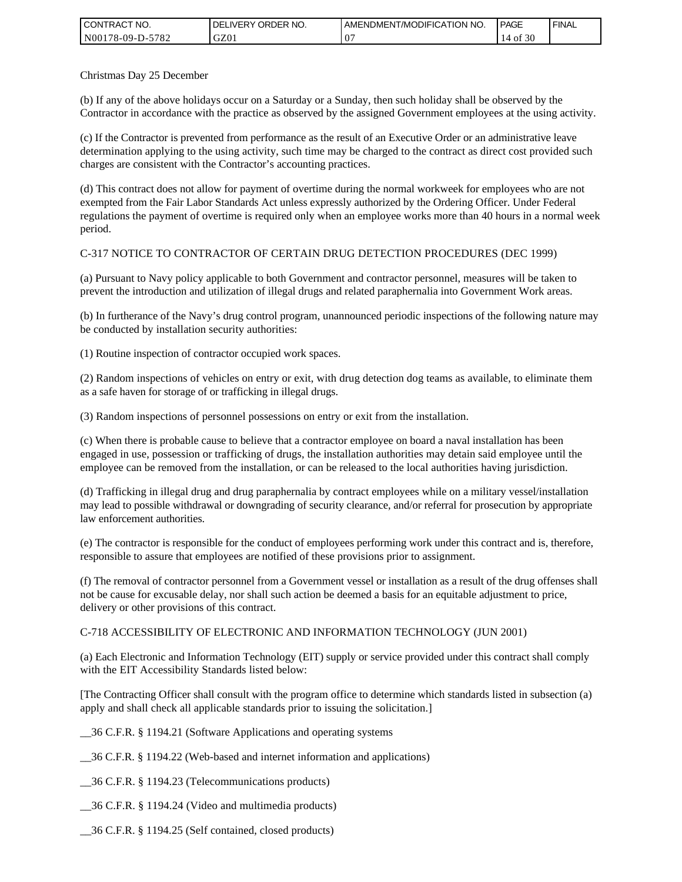Christmas Day 25 December

(b) If any of the above holidays occur on a Saturday or a Sunday, then such holiday shall be observed by the Contractor in accordance with the practice as observed by the assigned Government employees at the using activity.

(c) If the Contractor is prevented from performance as the result of an Executive Order or an administrative leave determination applying to the using activity, such time may be charged to the contract as direct cost provided such charges are consistent with the Contractor's accounting practices.

(d) This contract does not allow for payment of overtime during the normal workweek for employees who are not exempted from the Fair Labor Standards Act unless expressly authorized by the Ordering Officer. Under Federal regulations the payment of overtime is required only when an employee works more than 40 hours in a normal week period.

C-317 NOTICE TO CONTRACTOR OF CERTAIN DRUG DETECTION PROCEDURES (DEC 1999)

(a) Pursuant to Navy policy applicable to both Government and contractor personnel, measures will be taken to prevent the introduction and utilization of illegal drugs and related paraphernalia into Government Work areas.

(b) In furtherance of the Navy's drug control program, unannounced periodic inspections of the following nature may be conducted by installation security authorities:

(1) Routine inspection of contractor occupied work spaces.

(2) Random inspections of vehicles on entry or exit, with drug detection dog teams as available, to eliminate them as a safe haven for storage of or trafficking in illegal drugs.

(3) Random inspections of personnel possessions on entry or exit from the installation.

(c) When there is probable cause to believe that a contractor employee on board a naval installation has been engaged in use, possession or trafficking of drugs, the installation authorities may detain said employee until the employee can be removed from the installation, or can be released to the local authorities having jurisdiction.

(d) Trafficking in illegal drug and drug paraphernalia by contract employees while on a military vessel/installation may lead to possible withdrawal or downgrading of security clearance, and/or referral for prosecution by appropriate law enforcement authorities.

(e) The contractor is responsible for the conduct of employees performing work under this contract and is, therefore, responsible to assure that employees are notified of these provisions prior to assignment.

(f) The removal of contractor personnel from a Government vessel or installation as a result of the drug offenses shall not be cause for excusable delay, nor shall such action be deemed a basis for an equitable adjustment to price, delivery or other provisions of this contract.

C-718 ACCESSIBILITY OF ELECTRONIC AND INFORMATION TECHNOLOGY (JUN 2001)

(a) Each Electronic and Information Technology (EIT) supply or service provided under this contract shall comply with the EIT Accessibility Standards listed below:

[The Contracting Officer shall consult with the program office to determine which standards listed in subsection (a) apply and shall check all applicable standards prior to issuing the solicitation.]

__36 C.F.R. § 1194.21 (Software Applications and operating systems

__36 C.F.R. § 1194.22 (Web-based and internet information and applications)

__36 C.F.R. § 1194.23 (Telecommunications products)

__36 C.F.R. § 1194.24 (Video and multimedia products)

__36 C.F.R. § 1194.25 (Self contained, closed products)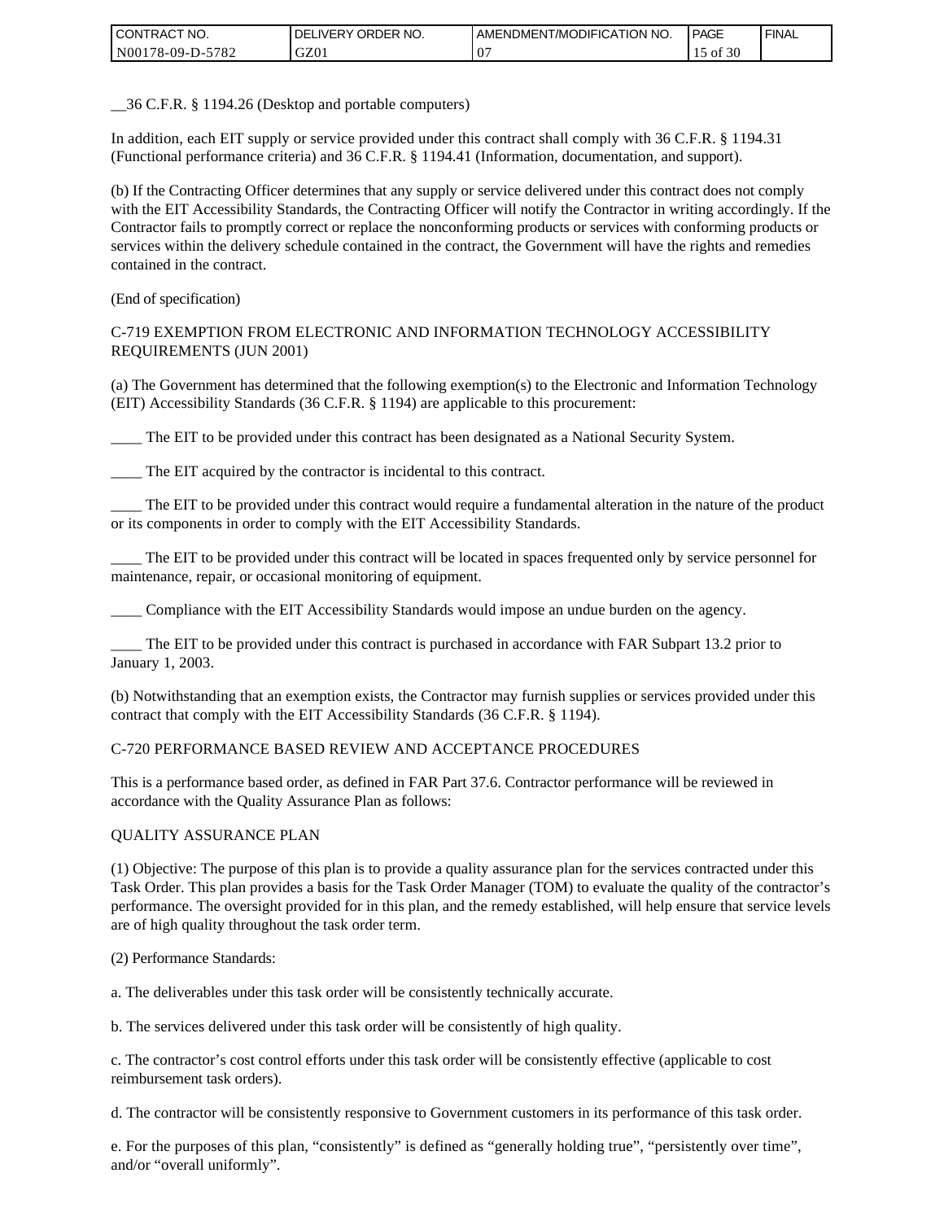__36 C.F.R. § 1194.26 (Desktop and portable computers)

In addition, each EIT supply or service provided under this contract shall comply with 36 C.F.R. § 1194.31 (Functional performance criteria) and 36 C.F.R. § 1194.41 (Information, documentation, and support).

(b) If the Contracting Officer determines that any supply or service delivered under this contract does not comply with the EIT Accessibility Standards, the Contracting Officer will notify the Contractor in writing accordingly. If the Contractor fails to promptly correct or replace the nonconforming products or services with conforming products or services within the delivery schedule contained in the contract, the Government will have the rights and remedies contained in the contract.

(End of specification)

C-719 EXEMPTION FROM ELECTRONIC AND INFORMATION TECHNOLOGY ACCESSIBILITY REQUIREMENTS (JUN 2001)

(a) The Government has determined that the following exemption(s) to the Electronic and Information Technology (EIT) Accessibility Standards (36 C.F.R. § 1194) are applicable to this procurement:

____ The EIT to be provided under this contract has been designated as a National Security System.

____ The EIT acquired by the contractor is incidental to this contract.

____ The EIT to be provided under this contract would require a fundamental alteration in the nature of the product or its components in order to comply with the EIT Accessibility Standards.

____ The EIT to be provided under this contract will be located in spaces frequented only by service personnel for maintenance, repair, or occasional monitoring of equipment.

____ Compliance with the EIT Accessibility Standards would impose an undue burden on the agency.

____ The EIT to be provided under this contract is purchased in accordance with FAR Subpart 13.2 prior to January 1, 2003.

(b) Notwithstanding that an exemption exists, the Contractor may furnish supplies or services provided under this contract that comply with the EIT Accessibility Standards (36 C.F.R. § 1194).

C-720 PERFORMANCE BASED REVIEW AND ACCEPTANCE PROCEDURES

This is a performance based order, as defined in FAR Part 37.6. Contractor performance will be reviewed in accordance with the Quality Assurance Plan as follows:

QUALITY ASSURANCE PLAN

(1) Objective: The purpose of this plan is to provide a quality assurance plan for the services contracted under this Task Order. This plan provides a basis for the Task Order Manager (TOM) to evaluate the quality of the contractor's performance. The oversight provided for in this plan, and the remedy established, will help ensure that service levels are of high quality throughout the task order term.

(2) Performance Standards:

a. The deliverables under this task order will be consistently technically accurate.

b. The services delivered under this task order will be consistently of high quality.

c. The contractor's cost control efforts under this task order will be consistently effective (applicable to cost reimbursement task orders).

d. The contractor will be consistently responsive to Government customers in its performance of this task order.

e. For the purposes of this plan, "consistently" is defined as "generally holding true", "persistently over time", and/or "overall uniformly".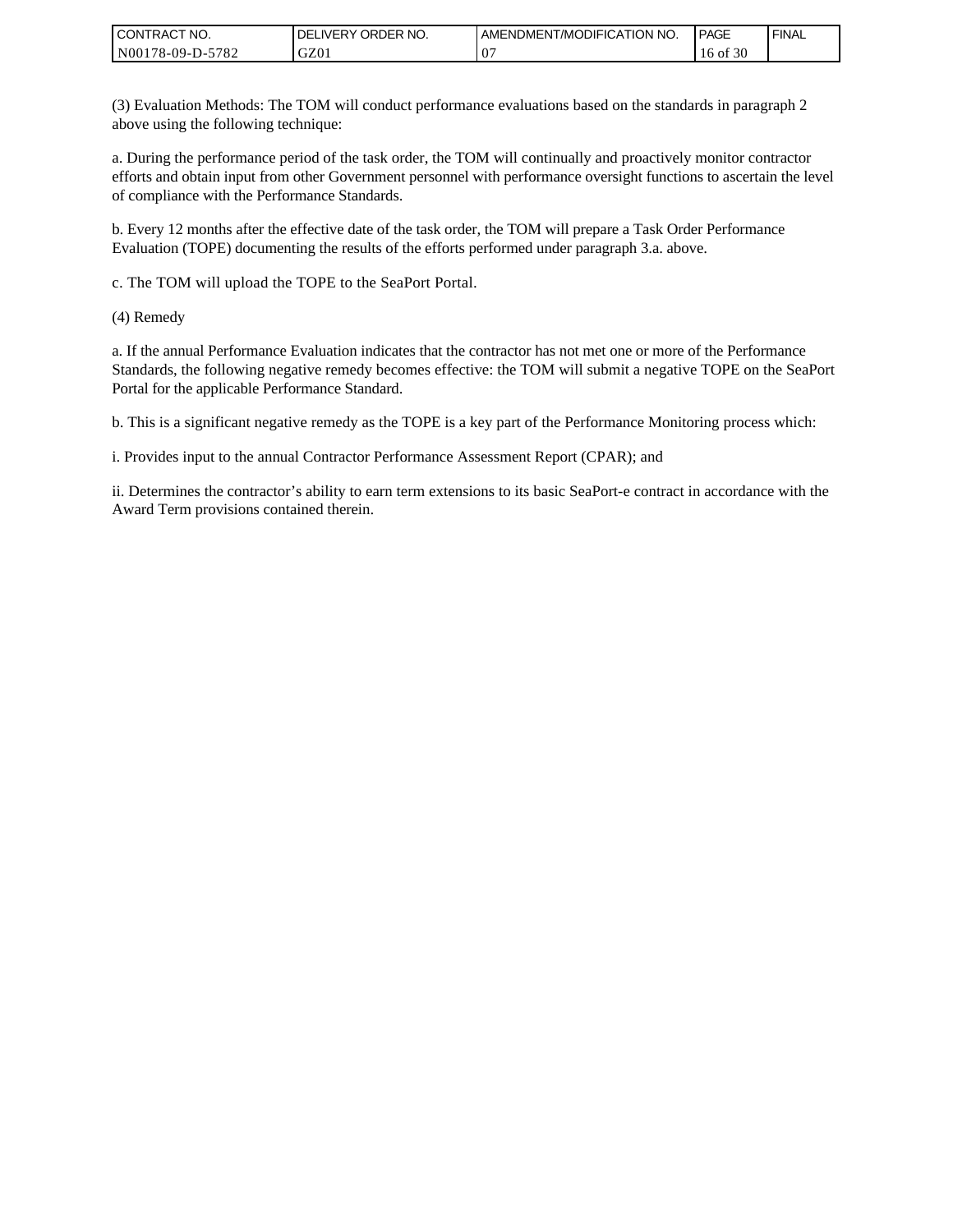(3) Evaluation Methods: The TOM will conduct performance evaluations based on the standards in paragraph 2 above using the following technique:

a. During the performance period of the task order, the TOM will continually and proactively monitor contractor efforts and obtain input from other Government personnel with performance oversight functions to ascertain the level of compliance with the Performance Standards.

b. Every 12 months after the effective date of the task order, the TOM will prepare a Task Order Performance Evaluation (TOPE) documenting the results of the efforts performed under paragraph 3.a. above.

c. The TOM will upload the TOPE to the SeaPort Portal.

(4) Remedy

a. If the annual Performance Evaluation indicates that the contractor has not met one or more of the Performance Standards, the following negative remedy becomes effective: the TOM will submit a negative TOPE on the SeaPort Portal for the applicable Performance Standard.

b. This is a significant negative remedy as the TOPE is a key part of the Performance Monitoring process which:

i. Provides input to the annual Contractor Performance Assessment Report (CPAR); and

ii. Determines the contractor's ability to earn term extensions to its basic SeaPort-e contract in accordance with the Award Term provisions contained therein.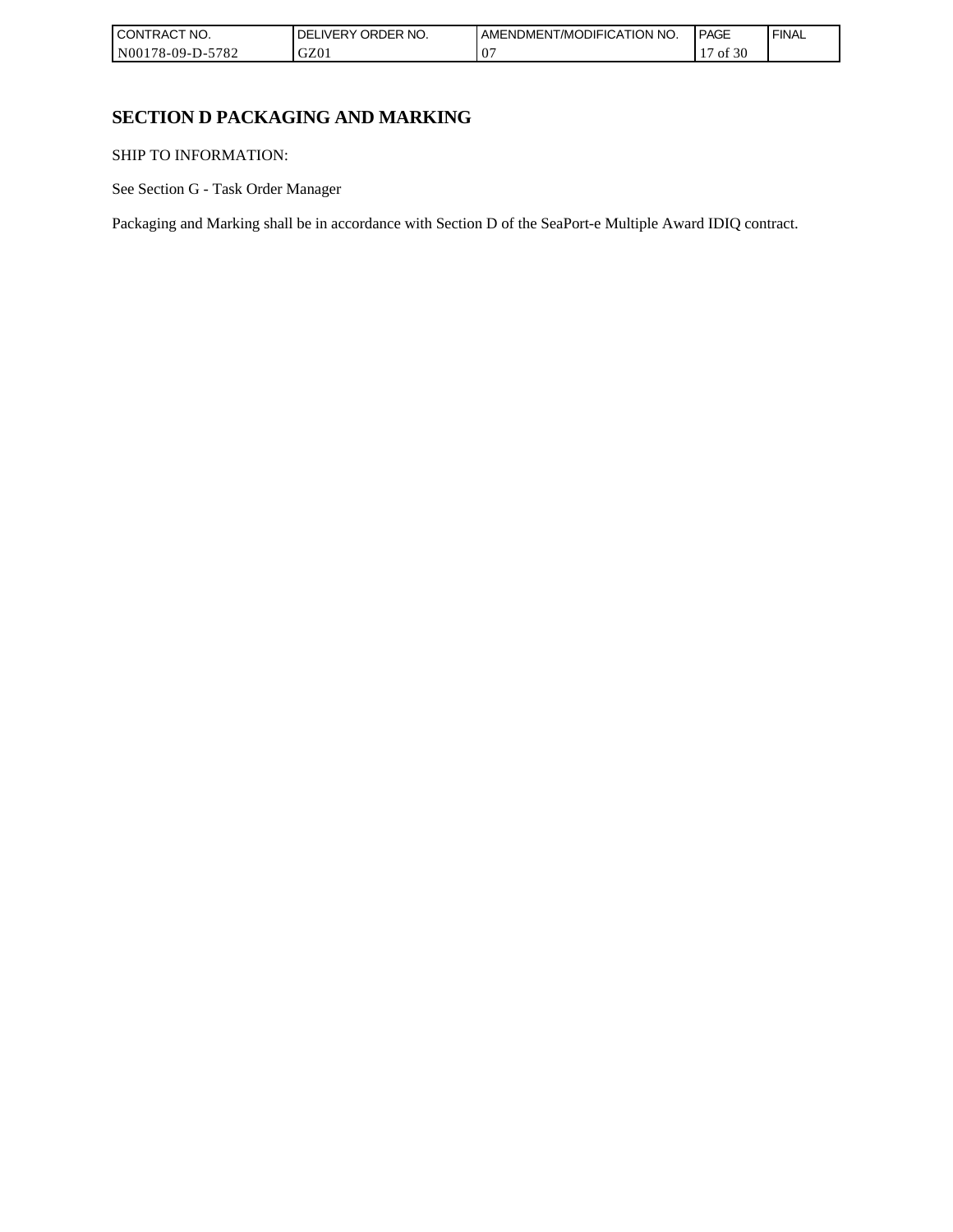# SECTION D PACKAGING AND MARKING

SHIP TO INFORMATION:

See Section G - Task Order Manager

Packaging and Marking shall be in accordance with Section D of the SeaPort-e Multiple Award IDIQ contract.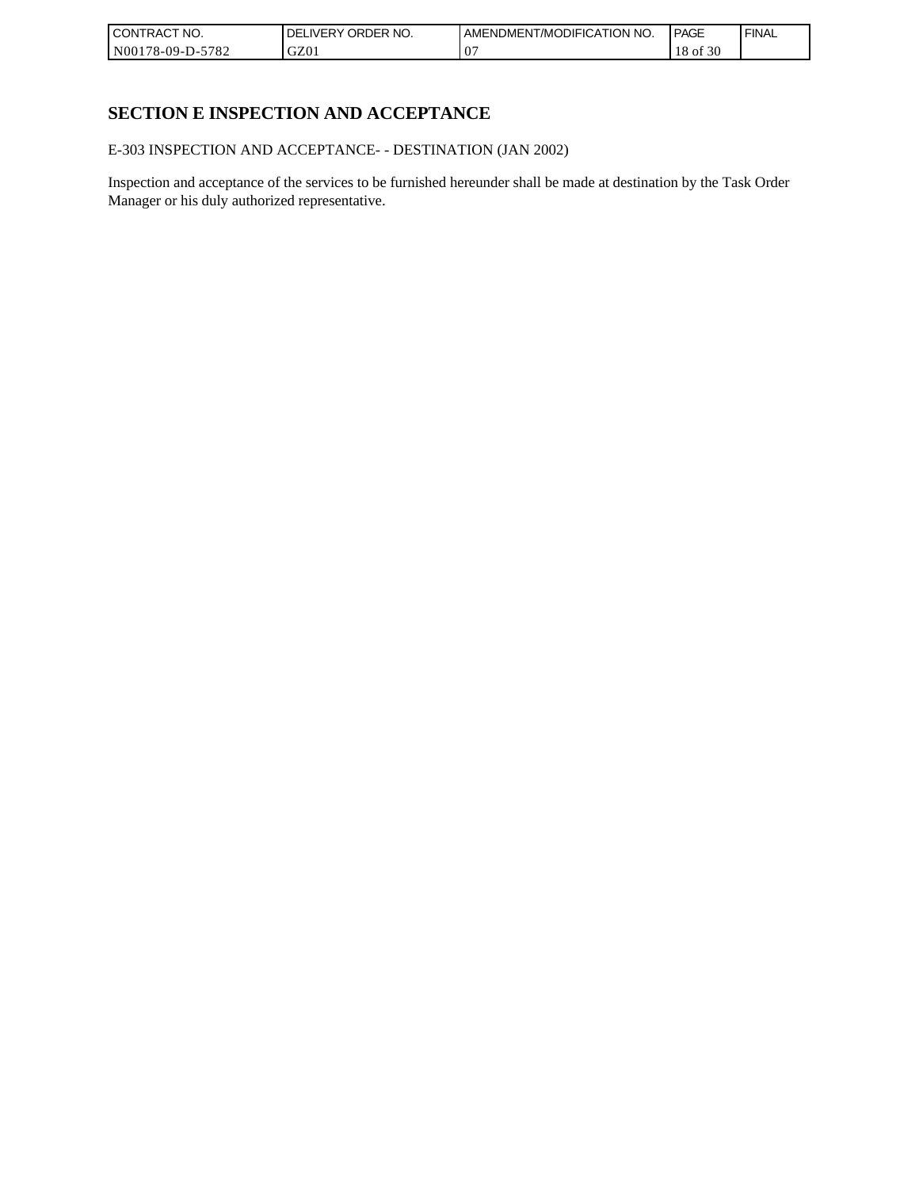## SECTION E INSPECTION AND ACCEPTANCE

E-303 INSPECTION AND ACCEPTANCE- - DESTINATION (JAN 2002)

Inspection and acceptance of the services to be furnished hereunder shall be made at destination by the Task Order Manager or his duly authorized representative.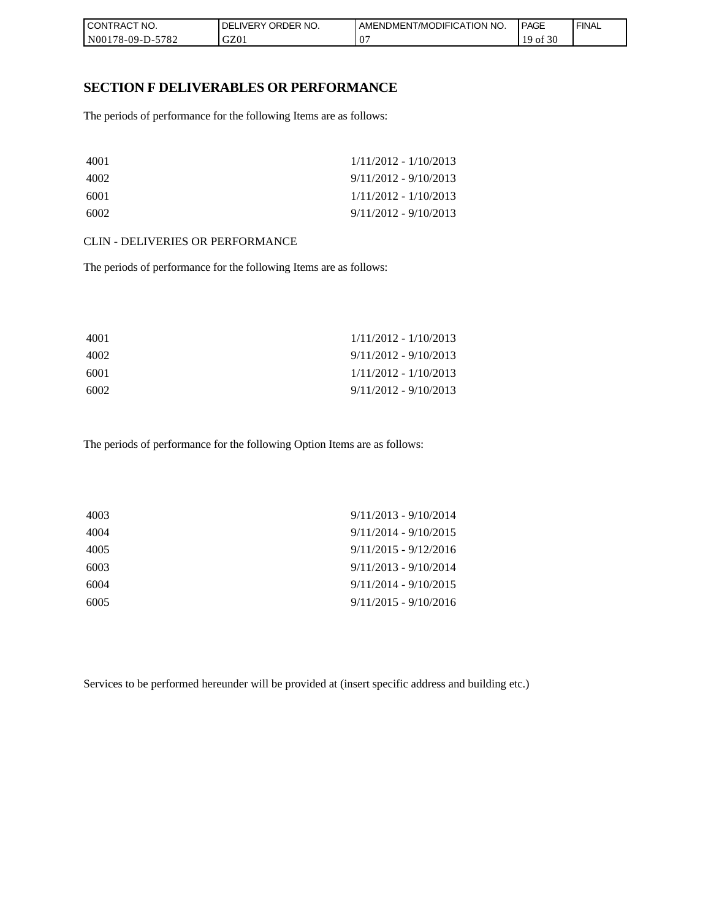## SECTION F DELIVERABLES OR PERFORMANCE

The periods of performance for the following Items are as follows:

| | |
|---|---|
| 4001 | 1/11/2012 - 1/10/2013 |
| 4002 | 9/11/2012 - 9/10/2013 |
| 6001 | 1/11/2012 - 1/10/2013 |
| 6002 | 9/11/2012 - 9/10/2013 |

CLIN - DELIVERIES OR PERFORMANCE

The periods of performance for the following Items are as follows:

| | |
|---|---|
| 4001 | 1/11/2012 - 1/10/2013 |
| 4002 | 9/11/2012 - 9/10/2013 |
| 6001 | 1/11/2012 - 1/10/2013 |
| 6002 | 9/11/2012 - 9/10/2013 |

The periods of performance for the following Option Items are as follows:

| | |
|---|---|
| 4003 | 9/11/2013 - 9/10/2014 |
| 4004 | 9/11/2014 - 9/10/2015 |
| 4005 | 9/11/2015 - 9/12/2016 |
| 6003 | 9/11/2013 - 9/10/2014 |
| 6004 | 9/11/2014 - 9/10/2015 |
| 6005 | 9/11/2015 - 9/10/2016 |

Services to be performed hereunder will be provided at (insert specific address and building etc.)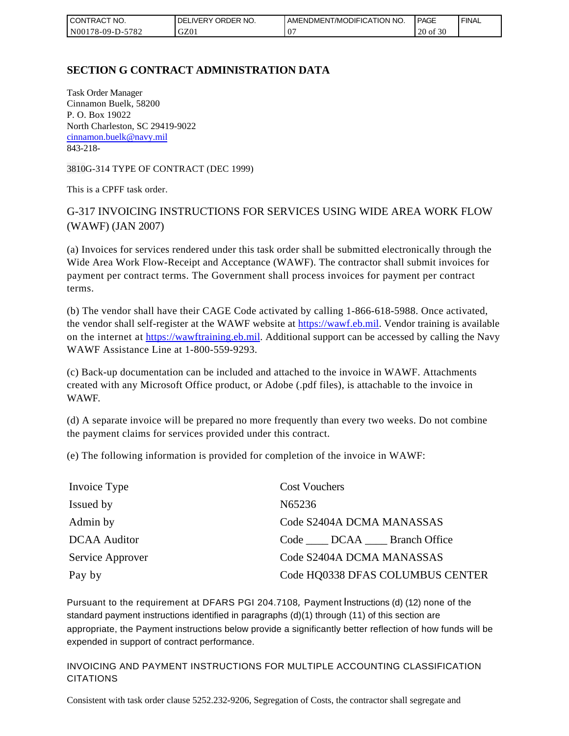## SECTION G CONTRACT ADMINISTRATION DATA

Task Order Manager
Cinnamon Buelk, 58200
P. O. Box 19022
North Charleston, SC 29419-9022
cinnamon.buelk@navy.mil
843-218-

3810G-314 TYPE OF CONTRACT (DEC 1999)

This is a CPFF task order.

G-317 INVOICING INSTRUCTIONS FOR SERVICES USING WIDE AREA WORK FLOW (WAWF) (JAN 2007)

(a) Invoices for services rendered under this task order shall be submitted electronically through the Wide Area Work Flow-Receipt and Acceptance (WAWF). The contractor shall submit invoices for payment per contract terms. The Government shall process invoices for payment per contract terms.

(b) The vendor shall have their CAGE Code activated by calling 1-866-618-5988. Once activated, the vendor shall self-register at the WAWF website at https://wawf.eb.mil. Vendor training is available on the internet at https://wawftraining.eb.mil. Additional support can be accessed by calling the Navy WAWF Assistance Line at 1-800-559-9293.

(c) Back-up documentation can be included and attached to the invoice in WAWF. Attachments created with any Microsoft Office product, or Adobe (.pdf files), is attachable to the invoice in WAWF.

(d) A separate invoice will be prepared no more frequently than every two weeks. Do not combine the payment claims for services provided under this contract.

(e) The following information is provided for completion of the invoice in WAWF:

| | |
|---|---|
| Invoice Type | Cost Vouchers |
| Issued by | N65236 |
| Admin by | Code S2404A DCMA MANASSAS |
| DCAA Auditor | Code ____ DCAA ____ Branch Office |
| Service Approver | Code S2404A DCMA MANASSAS |
| Pay by | Code HQ0338 DFAS COLUMBUS CENTER |

Pursuant to the requirement at DFARS PGI 204.7108, Payment Instructions (d) (12) none of the standard payment instructions identified in paragraphs (d)(1) through (11) of this section are appropriate, the Payment instructions below provide a significantly better reflection of how funds will be expended in support of contract performance.

INVOICING AND PAYMENT INSTRUCTIONS FOR MULTIPLE ACCOUNTING CLASSIFICATION CITATIONS

Consistent with task order clause 5252.232-9206, Segregation of Costs, the contractor shall segregate and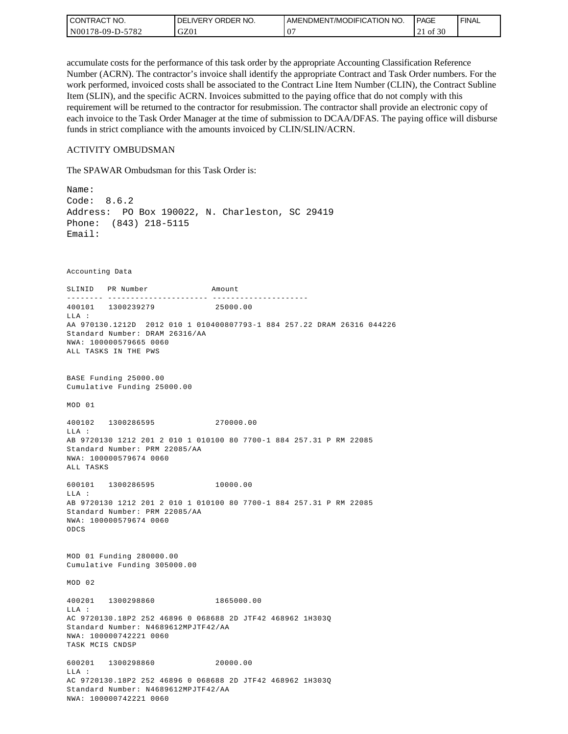accumulate costs for the performance of this task order by the appropriate Accounting Classification Reference Number (ACRN). The contractor's invoice shall identify the appropriate Contract and Task Order numbers. For the work performed, invoiced costs shall be associated to the Contract Line Item Number (CLIN), the Contract Subline Item (SLIN), and the specific ACRN. Invoices submitted to the paying office that do not comply with this requirement will be returned to the contractor for resubmission. The contractor shall provide an electronic copy of each invoice to the Task Order Manager at the time of submission to DCAA/DFAS. The paying office will disburse funds in strict compliance with the amounts invoiced by CLIN/SLIN/ACRN.

ACTIVITY OMBUDSMAN

The SPAWAR Ombudsman for this Task Order is:

```
Name:
Code:  8.6.2
Address:  PO Box 190022, N. Charleston, SC 29419
Phone:  (843) 218-5115
Email:
```

```
Accounting Data

SLINID   PR Number              Amount
-------- ---------------------- ---------------------
400101   1300239279              25000.00
LLA :
AA 970130.1212D  2012 010 1 010400807793-1 884 257.22 DRAM 26316 044226
Standard Number: DRAM 26316/AA
NWA: 100000579665 0060
ALL TASKS IN THE PWS


BASE Funding 25000.00
Cumulative Funding 25000.00

MOD 01

400102   1300286595              270000.00
LLA :
AB 9720130 1212 201 2 010 1 010100 80 7700-1 884 257.31 P RM 22085
Standard Number: PRM 22085/AA
NWA: 100000579674 0060
ALL TASKS

600101   1300286595              10000.00
LLA :
AB 9720130 1212 201 2 010 1 010100 80 7700-1 884 257.31 P RM 22085
Standard Number: PRM 22085/AA
NWA: 100000579674 0060
ODCS


MOD 01 Funding 280000.00
Cumulative Funding 305000.00

MOD 02

400201   1300298860              1865000.00
LLA :
AC 9720130.18P2 252 46896 0 068688 2D JTF42 468962 1H303Q
Standard Number: N4689612MPJTF42/AA
NWA: 100000742221 0060
TASK MCIS CNDSP

600201   1300298860              20000.00
LLA :
AC 9720130.18P2 252 46896 0 068688 2D JTF42 468962 1H303Q
Standard Number: N4689612MPJTF42/AA
NWA: 100000742221 0060
```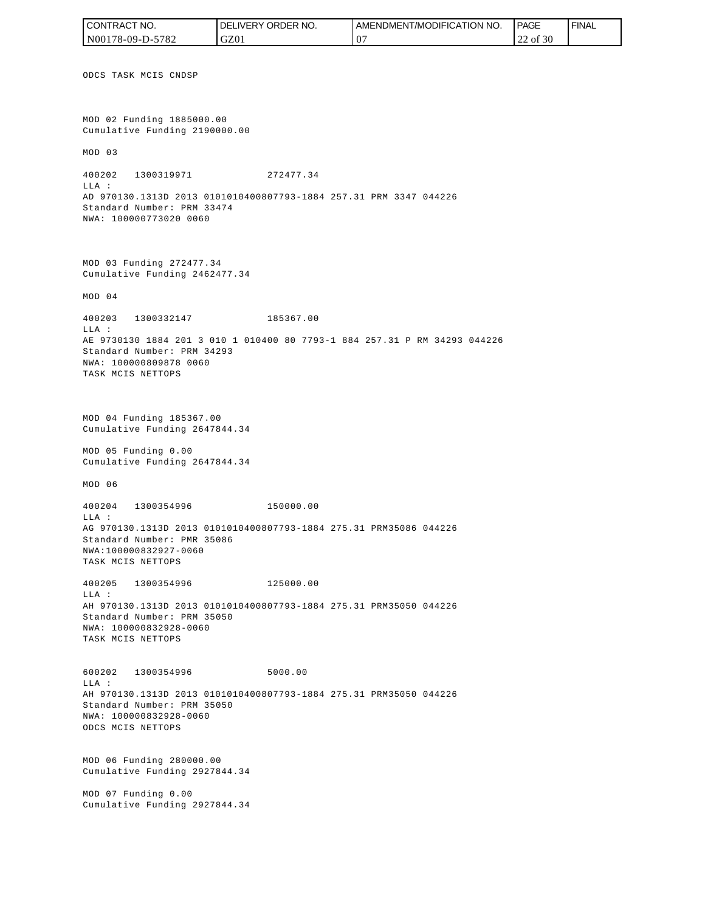ODCS TASK MCIS CNDSP

MOD 02 Funding 1885000.00
Cumulative Funding 2190000.00

MOD 03

400202 1300319971 272477.34
LLA :
AD 970130.1313D 2013 0101010400807793-1884 257.31 PRM 3347 044226
Standard Number: PRM 33474
NWA: 100000773020 0060

MOD 03 Funding 272477.34
Cumulative Funding 2462477.34

MOD 04

400203 1300332147 185367.00
LLA :
AE 9730130 1884 201 3 010 1 010400 80 7793-1 884 257.31 P RM 34293 044226
Standard Number: PRM 34293
NWA: 100000809878 0060
TASK MCIS NETTOPS

MOD 04 Funding 185367.00
Cumulative Funding 2647844.34

MOD 05 Funding 0.00
Cumulative Funding 2647844.34

MOD 06

400204 1300354996 150000.00
LLA :
AG 970130.1313D 2013 0101010400807793-1884 275.31 PRM35086 044226
Standard Number: PMR 35086
NWA:100000832927-0060
TASK MCIS NETTOPS

400205 1300354996 125000.00
LLA :
AH 970130.1313D 2013 0101010400807793-1884 275.31 PRM35050 044226
Standard Number: PRM 35050
NWA: 100000832928-0060
TASK MCIS NETTOPS

600202 1300354996 5000.00
LLA :
AH 970130.1313D 2013 0101010400807793-1884 275.31 PRM35050 044226
Standard Number: PRM 35050
NWA: 100000832928-0060
ODCS MCIS NETTOPS

MOD 06 Funding 280000.00
Cumulative Funding 2927844.34

MOD 07 Funding 0.00
Cumulative Funding 2927844.34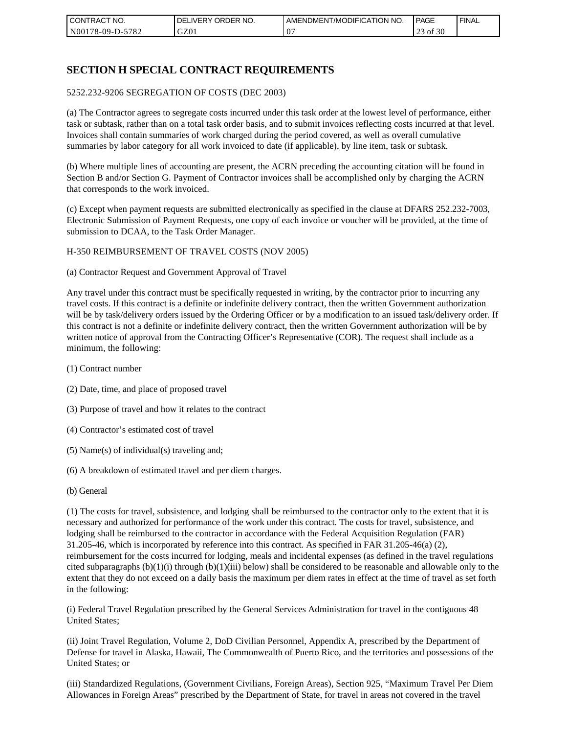## SECTION H SPECIAL CONTRACT REQUIREMENTS

5252.232-9206 SEGREGATION OF COSTS (DEC 2003)

(a) The Contractor agrees to segregate costs incurred under this task order at the lowest level of performance, either task or subtask, rather than on a total task order basis, and to submit invoices reflecting costs incurred at that level. Invoices shall contain summaries of work charged during the period covered, as well as overall cumulative summaries by labor category for all work invoiced to date (if applicable), by line item, task or subtask.

(b) Where multiple lines of accounting are present, the ACRN preceding the accounting citation will be found in Section B and/or Section G. Payment of Contractor invoices shall be accomplished only by charging the ACRN that corresponds to the work invoiced.

(c) Except when payment requests are submitted electronically as specified in the clause at DFARS 252.232-7003, Electronic Submission of Payment Requests, one copy of each invoice or voucher will be provided, at the time of submission to DCAA, to the Task Order Manager.

H-350 REIMBURSEMENT OF TRAVEL COSTS (NOV 2005)

(a) Contractor Request and Government Approval of Travel

Any travel under this contract must be specifically requested in writing, by the contractor prior to incurring any travel costs. If this contract is a definite or indefinite delivery contract, then the written Government authorization will be by task/delivery orders issued by the Ordering Officer or by a modification to an issued task/delivery order. If this contract is not a definite or indefinite delivery contract, then the written Government authorization will be by written notice of approval from the Contracting Officer's Representative (COR). The request shall include as a minimum, the following:

(1) Contract number

(2) Date, time, and place of proposed travel

(3) Purpose of travel and how it relates to the contract

(4) Contractor's estimated cost of travel

(5) Name(s) of individual(s) traveling and;

(6) A breakdown of estimated travel and per diem charges.

(b) General

(1) The costs for travel, subsistence, and lodging shall be reimbursed to the contractor only to the extent that it is necessary and authorized for performance of the work under this contract. The costs for travel, subsistence, and lodging shall be reimbursed to the contractor in accordance with the Federal Acquisition Regulation (FAR) 31.205-46, which is incorporated by reference into this contract. As specified in FAR 31.205-46(a) (2), reimbursement for the costs incurred for lodging, meals and incidental expenses (as defined in the travel regulations cited subparagraphs (b)(1)(i) through (b)(1)(iii) below) shall be considered to be reasonable and allowable only to the extent that they do not exceed on a daily basis the maximum per diem rates in effect at the time of travel as set forth in the following:

(i) Federal Travel Regulation prescribed by the General Services Administration for travel in the contiguous 48 United States;

(ii) Joint Travel Regulation, Volume 2, DoD Civilian Personnel, Appendix A, prescribed by the Department of Defense for travel in Alaska, Hawaii, The Commonwealth of Puerto Rico, and the territories and possessions of the United States; or

(iii) Standardized Regulations, (Government Civilians, Foreign Areas), Section 925, "Maximum Travel Per Diem Allowances in Foreign Areas" prescribed by the Department of State, for travel in areas not covered in the travel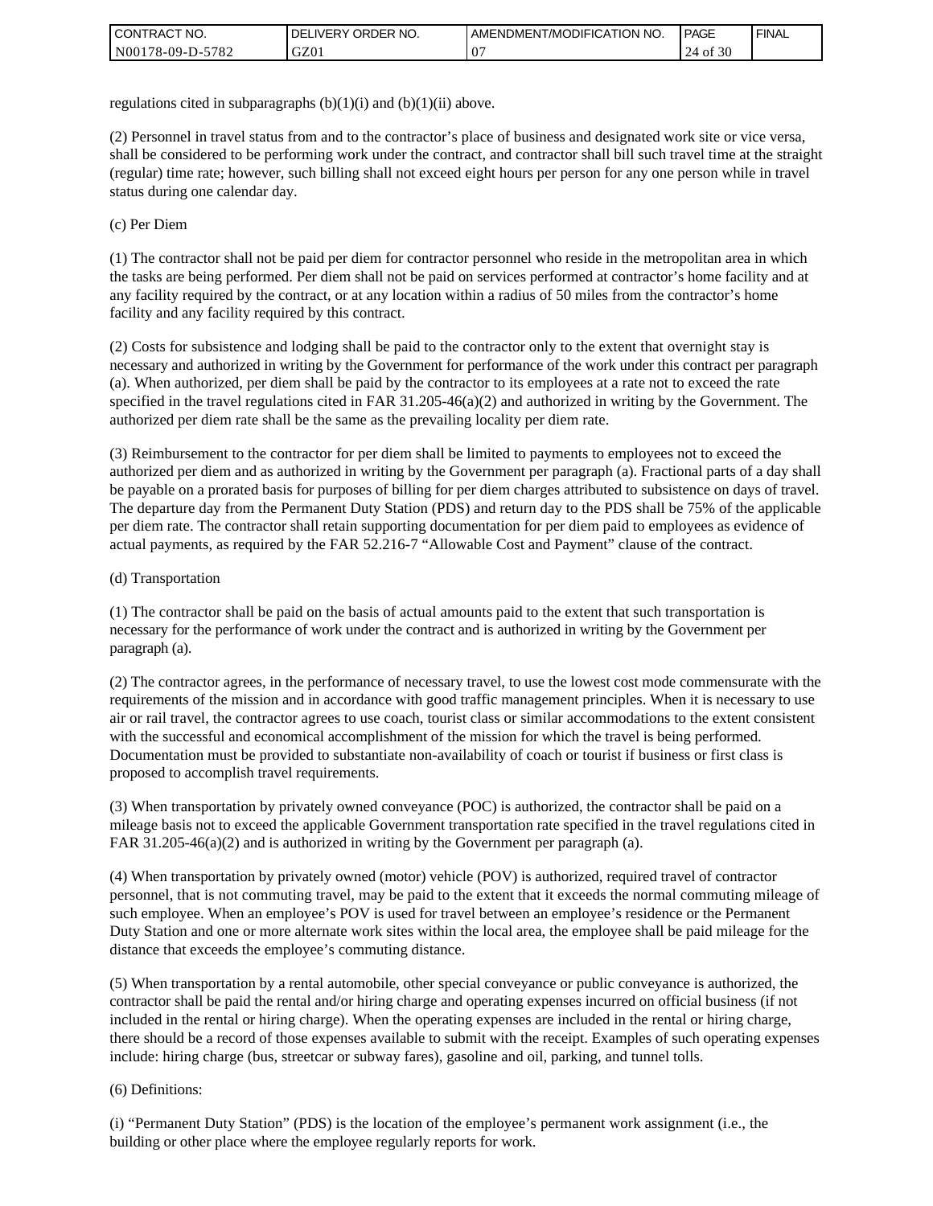regulations cited in subparagraphs (b)(1)(i) and (b)(1)(ii) above.

(2) Personnel in travel status from and to the contractor's place of business and designated work site or vice versa, shall be considered to be performing work under the contract, and contractor shall bill such travel time at the straight (regular) time rate; however, such billing shall not exceed eight hours per person for any one person while in travel status during one calendar day.

(c) Per Diem

(1) The contractor shall not be paid per diem for contractor personnel who reside in the metropolitan area in which the tasks are being performed. Per diem shall not be paid on services performed at contractor's home facility and at any facility required by the contract, or at any location within a radius of 50 miles from the contractor's home facility and any facility required by this contract.

(2) Costs for subsistence and lodging shall be paid to the contractor only to the extent that overnight stay is necessary and authorized in writing by the Government for performance of the work under this contract per paragraph (a). When authorized, per diem shall be paid by the contractor to its employees at a rate not to exceed the rate specified in the travel regulations cited in FAR 31.205-46(a)(2) and authorized in writing by the Government. The authorized per diem rate shall be the same as the prevailing locality per diem rate.

(3) Reimbursement to the contractor for per diem shall be limited to payments to employees not to exceed the authorized per diem and as authorized in writing by the Government per paragraph (a). Fractional parts of a day shall be payable on a prorated basis for purposes of billing for per diem charges attributed to subsistence on days of travel. The departure day from the Permanent Duty Station (PDS) and return day to the PDS shall be 75% of the applicable per diem rate. The contractor shall retain supporting documentation for per diem paid to employees as evidence of actual payments, as required by the FAR 52.216-7 "Allowable Cost and Payment" clause of the contract.

(d) Transportation

(1) The contractor shall be paid on the basis of actual amounts paid to the extent that such transportation is necessary for the performance of work under the contract and is authorized in writing by the Government per paragraph (a).

(2) The contractor agrees, in the performance of necessary travel, to use the lowest cost mode commensurate with the requirements of the mission and in accordance with good traffic management principles. When it is necessary to use air or rail travel, the contractor agrees to use coach, tourist class or similar accommodations to the extent consistent with the successful and economical accomplishment of the mission for which the travel is being performed. Documentation must be provided to substantiate non-availability of coach or tourist if business or first class is proposed to accomplish travel requirements.

(3) When transportation by privately owned conveyance (POC) is authorized, the contractor shall be paid on a mileage basis not to exceed the applicable Government transportation rate specified in the travel regulations cited in FAR 31.205-46(a)(2) and is authorized in writing by the Government per paragraph (a).

(4) When transportation by privately owned (motor) vehicle (POV) is authorized, required travel of contractor personnel, that is not commuting travel, may be paid to the extent that it exceeds the normal commuting mileage of such employee. When an employee's POV is used for travel between an employee's residence or the Permanent Duty Station and one or more alternate work sites within the local area, the employee shall be paid mileage for the distance that exceeds the employee's commuting distance.

(5) When transportation by a rental automobile, other special conveyance or public conveyance is authorized, the contractor shall be paid the rental and/or hiring charge and operating expenses incurred on official business (if not included in the rental or hiring charge). When the operating expenses are included in the rental or hiring charge, there should be a record of those expenses available to submit with the receipt. Examples of such operating expenses include: hiring charge (bus, streetcar or subway fares), gasoline and oil, parking, and tunnel tolls.

(6) Definitions:

(i) "Permanent Duty Station" (PDS) is the location of the employee's permanent work assignment (i.e., the building or other place where the employee regularly reports for work.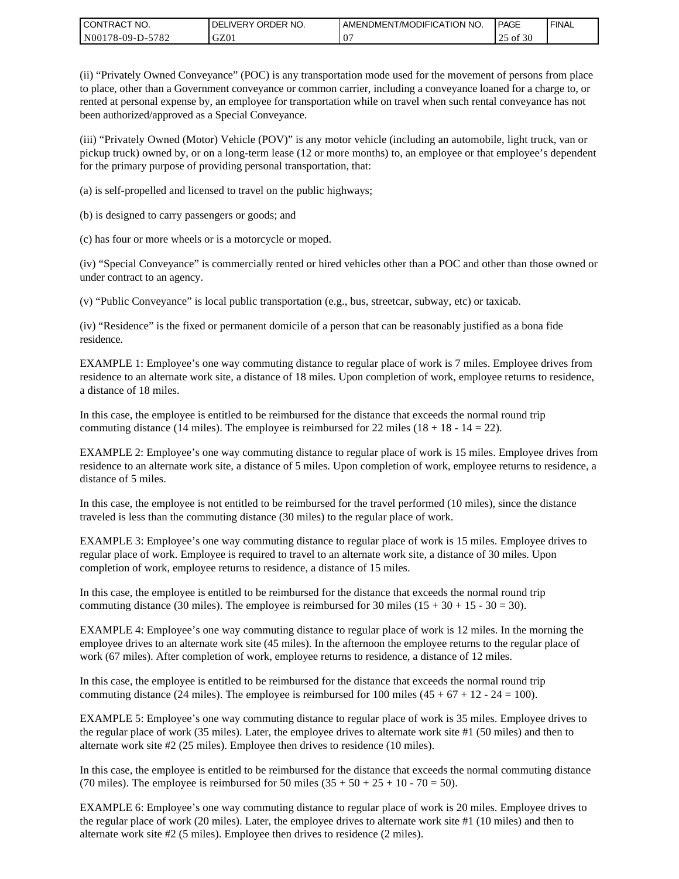(ii) “Privately Owned Conveyance” (POC) is any transportation mode used for the movement of persons from place to place, other than a Government conveyance or common carrier, including a conveyance loaned for a charge to, or rented at personal expense by, an employee for transportation while on travel when such rental conveyance has not been authorized/approved as a Special Conveyance.

(iii) “Privately Owned (Motor) Vehicle (POV)” is any motor vehicle (including an automobile, light truck, van or pickup truck) owned by, or on a long-term lease (12 or more months) to, an employee or that employee’s dependent for the primary purpose of providing personal transportation, that:

(a) is self-propelled and licensed to travel on the public highways;

(b) is designed to carry passengers or goods; and

(c) has four or more wheels or is a motorcycle or moped.

(iv) “Special Conveyance” is commercially rented or hired vehicles other than a POC and other than those owned or under contract to an agency.

(v) “Public Conveyance” is local public transportation (e.g., bus, streetcar, subway, etc) or taxicab.

(iv) “Residence” is the fixed or permanent domicile of a person that can be reasonably justified as a bona fide residence.

EXAMPLE 1: Employee’s one way commuting distance to regular place of work is 7 miles. Employee drives from residence to an alternate work site, a distance of 18 miles. Upon completion of work, employee returns to residence, a distance of 18 miles.

In this case, the employee is entitled to be reimbursed for the distance that exceeds the normal round trip commuting distance (14 miles). The employee is reimbursed for 22 miles (18 + 18 - 14 = 22).

EXAMPLE 2: Employee’s one way commuting distance to regular place of work is 15 miles. Employee drives from residence to an alternate work site, a distance of 5 miles. Upon completion of work, employee returns to residence, a distance of 5 miles.

In this case, the employee is not entitled to be reimbursed for the travel performed (10 miles), since the distance traveled is less than the commuting distance (30 miles) to the regular place of work.

EXAMPLE 3: Employee’s one way commuting distance to regular place of work is 15 miles. Employee drives to regular place of work. Employee is required to travel to an alternate work site, a distance of 30 miles. Upon completion of work, employee returns to residence, a distance of 15 miles.

In this case, the employee is entitled to be reimbursed for the distance that exceeds the normal round trip commuting distance (30 miles). The employee is reimbursed for 30 miles (15 + 30 + 15 - 30 = 30).

EXAMPLE 4: Employee’s one way commuting distance to regular place of work is 12 miles. In the morning the employee drives to an alternate work site (45 miles). In the afternoon the employee returns to the regular place of work (67 miles). After completion of work, employee returns to residence, a distance of 12 miles.

In this case, the employee is entitled to be reimbursed for the distance that exceeds the normal round trip commuting distance (24 miles). The employee is reimbursed for 100 miles (45 + 67 + 12 - 24 = 100).

EXAMPLE 5: Employee’s one way commuting distance to regular place of work is 35 miles. Employee drives to the regular place of work (35 miles). Later, the employee drives to alternate work site #1 (50 miles) and then to alternate work site #2 (25 miles). Employee then drives to residence (10 miles).

In this case, the employee is entitled to be reimbursed for the distance that exceeds the normal commuting distance (70 miles). The employee is reimbursed for 50 miles (35 + 50 + 25 + 10 - 70 = 50).

EXAMPLE 6: Employee’s one way commuting distance to regular place of work is 20 miles. Employee drives to the regular place of work (20 miles). Later, the employee drives to alternate work site #1 (10 miles) and then to alternate work site #2 (5 miles). Employee then drives to residence (2 miles).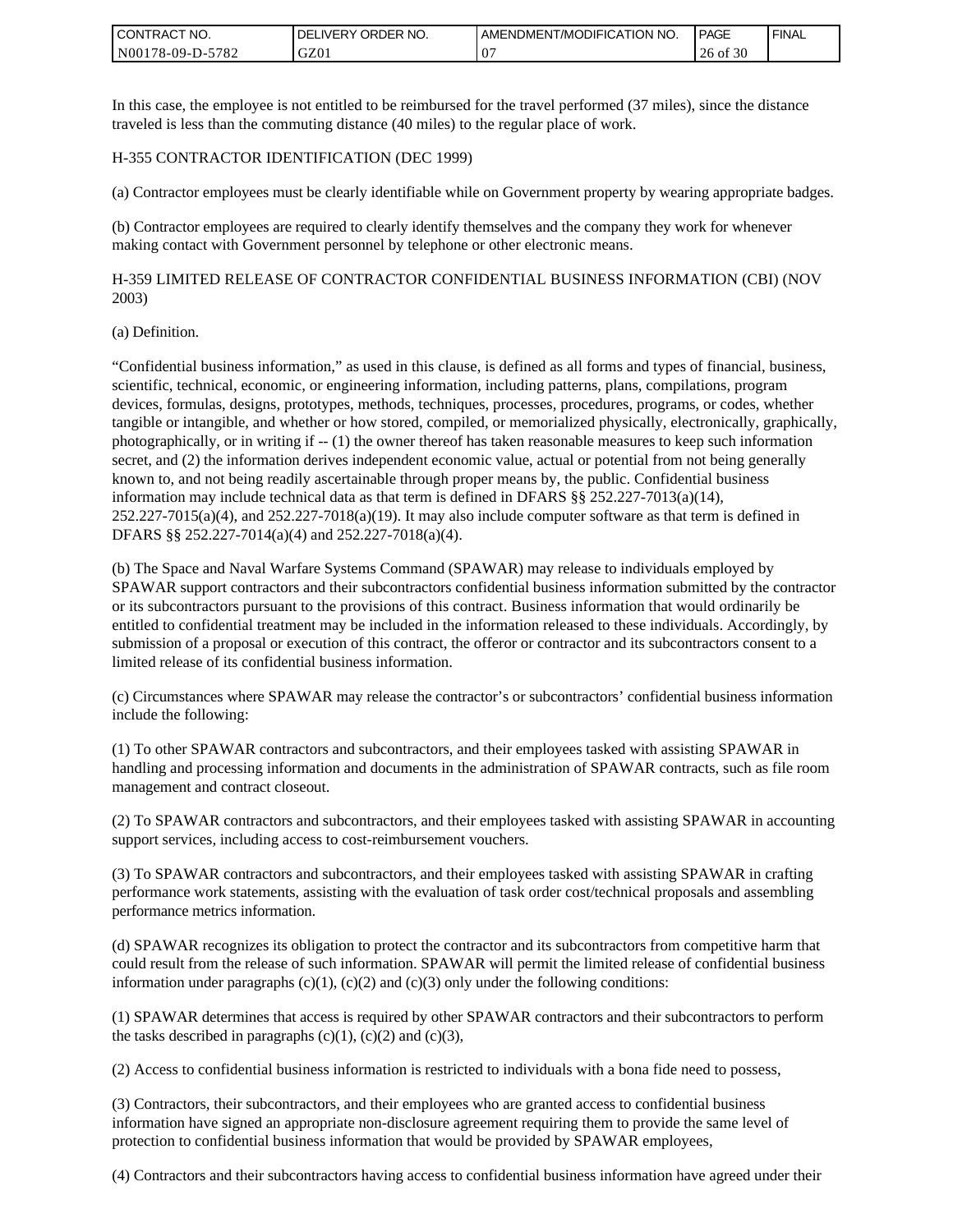In this case, the employee is not entitled to be reimbursed for the travel performed (37 miles), since the distance traveled is less than the commuting distance (40 miles) to the regular place of work.

H-355 CONTRACTOR IDENTIFICATION (DEC 1999)

(a) Contractor employees must be clearly identifiable while on Government property by wearing appropriate badges.

(b) Contractor employees are required to clearly identify themselves and the company they work for whenever making contact with Government personnel by telephone or other electronic means.

H-359 LIMITED RELEASE OF CONTRACTOR CONFIDENTIAL BUSINESS INFORMATION (CBI) (NOV 2003)

(a) Definition.

“Confidential business information,” as used in this clause, is defined as all forms and types of financial, business, scientific, technical, economic, or engineering information, including patterns, plans, compilations, program devices, formulas, designs, prototypes, methods, techniques, processes, procedures, programs, or codes, whether tangible or intangible, and whether or how stored, compiled, or memorialized physically, electronically, graphically, photographically, or in writing if -- (1) the owner thereof has taken reasonable measures to keep such information secret, and (2) the information derives independent economic value, actual or potential from not being generally known to, and not being readily ascertainable through proper means by, the public. Confidential business information may include technical data as that term is defined in DFARS §§ 252.227-7013(a)(14), 252.227-7015(a)(4), and 252.227-7018(a)(19). It may also include computer software as that term is defined in DFARS §§ 252.227-7014(a)(4) and 252.227-7018(a)(4).

(b) The Space and Naval Warfare Systems Command (SPAWAR) may release to individuals employed by SPAWAR support contractors and their subcontractors confidential business information submitted by the contractor or its subcontractors pursuant to the provisions of this contract. Business information that would ordinarily be entitled to confidential treatment may be included in the information released to these individuals. Accordingly, by submission of a proposal or execution of this contract, the offeror or contractor and its subcontractors consent to a limited release of its confidential business information.

(c) Circumstances where SPAWAR may release the contractor’s or subcontractors’ confidential business information include the following:

(1) To other SPAWAR contractors and subcontractors, and their employees tasked with assisting SPAWAR in handling and processing information and documents in the administration of SPAWAR contracts, such as file room management and contract closeout.

(2) To SPAWAR contractors and subcontractors, and their employees tasked with assisting SPAWAR in accounting support services, including access to cost-reimbursement vouchers.

(3) To SPAWAR contractors and subcontractors, and their employees tasked with assisting SPAWAR in crafting performance work statements, assisting with the evaluation of task order cost/technical proposals and assembling performance metrics information.

(d) SPAWAR recognizes its obligation to protect the contractor and its subcontractors from competitive harm that could result from the release of such information. SPAWAR will permit the limited release of confidential business information under paragraphs (c)(1), (c)(2) and (c)(3) only under the following conditions:

(1) SPAWAR determines that access is required by other SPAWAR contractors and their subcontractors to perform the tasks described in paragraphs (c)(1), (c)(2) and (c)(3),

(2) Access to confidential business information is restricted to individuals with a bona fide need to possess,

(3) Contractors, their subcontractors, and their employees who are granted access to confidential business information have signed an appropriate non-disclosure agreement requiring them to provide the same level of protection to confidential business information that would be provided by SPAWAR employees,

(4) Contractors and their subcontractors having access to confidential business information have agreed under their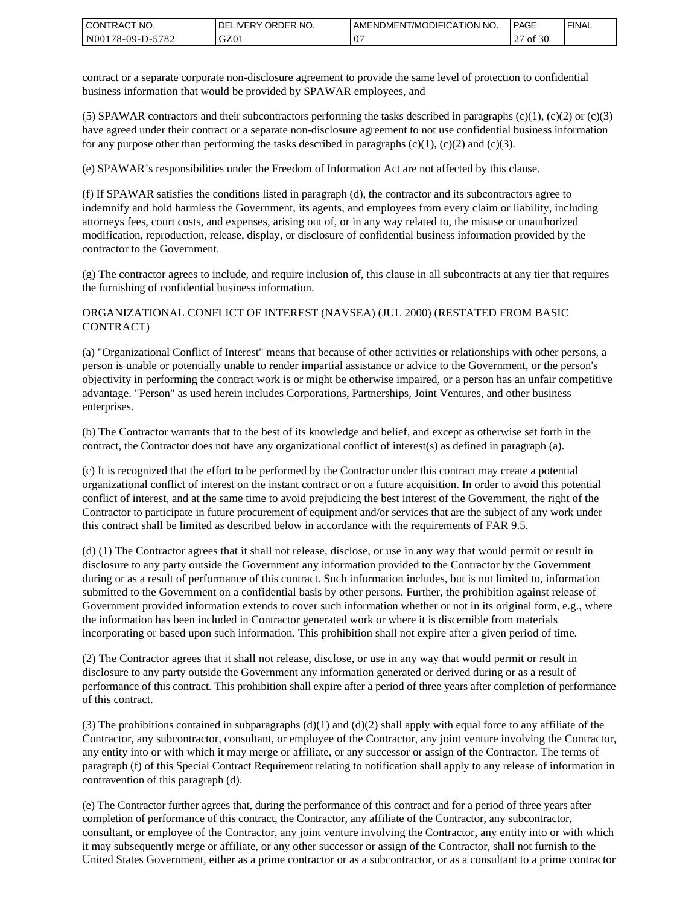contract or a separate corporate non-disclosure agreement to provide the same level of protection to confidential business information that would be provided by SPAWAR employees, and

(5) SPAWAR contractors and their subcontractors performing the tasks described in paragraphs (c)(1), (c)(2) or (c)(3) have agreed under their contract or a separate non-disclosure agreement to not use confidential business information for any purpose other than performing the tasks described in paragraphs (c)(1), (c)(2) and (c)(3).

(e) SPAWAR's responsibilities under the Freedom of Information Act are not affected by this clause.

(f) If SPAWAR satisfies the conditions listed in paragraph (d), the contractor and its subcontractors agree to indemnify and hold harmless the Government, its agents, and employees from every claim or liability, including attorneys fees, court costs, and expenses, arising out of, or in any way related to, the misuse or unauthorized modification, reproduction, release, display, or disclosure of confidential business information provided by the contractor to the Government.

(g) The contractor agrees to include, and require inclusion of, this clause in all subcontracts at any tier that requires the furnishing of confidential business information.

ORGANIZATIONAL CONFLICT OF INTEREST (NAVSEA) (JUL 2000) (RESTATED FROM BASIC CONTRACT)

(a) "Organizational Conflict of Interest" means that because of other activities or relationships with other persons, a person is unable or potentially unable to render impartial assistance or advice to the Government, or the person's objectivity in performing the contract work is or might be otherwise impaired, or a person has an unfair competitive advantage. "Person" as used herein includes Corporations, Partnerships, Joint Ventures, and other business enterprises.

(b) The Contractor warrants that to the best of its knowledge and belief, and except as otherwise set forth in the contract, the Contractor does not have any organizational conflict of interest(s) as defined in paragraph (a).

(c) It is recognized that the effort to be performed by the Contractor under this contract may create a potential organizational conflict of interest on the instant contract or on a future acquisition. In order to avoid this potential conflict of interest, and at the same time to avoid prejudicing the best interest of the Government, the right of the Contractor to participate in future procurement of equipment and/or services that are the subject of any work under this contract shall be limited as described below in accordance with the requirements of FAR 9.5.

(d) (1) The Contractor agrees that it shall not release, disclose, or use in any way that would permit or result in disclosure to any party outside the Government any information provided to the Contractor by the Government during or as a result of performance of this contract. Such information includes, but is not limited to, information submitted to the Government on a confidential basis by other persons. Further, the prohibition against release of Government provided information extends to cover such information whether or not in its original form, e.g., where the information has been included in Contractor generated work or where it is discernible from materials incorporating or based upon such information. This prohibition shall not expire after a given period of time.

(2) The Contractor agrees that it shall not release, disclose, or use in any way that would permit or result in disclosure to any party outside the Government any information generated or derived during or as a result of performance of this contract. This prohibition shall expire after a period of three years after completion of performance of this contract.

(3) The prohibitions contained in subparagraphs (d)(1) and (d)(2) shall apply with equal force to any affiliate of the Contractor, any subcontractor, consultant, or employee of the Contractor, any joint venture involving the Contractor, any entity into or with which it may merge or affiliate, or any successor or assign of the Contractor. The terms of paragraph (f) of this Special Contract Requirement relating to notification shall apply to any release of information in contravention of this paragraph (d).

(e) The Contractor further agrees that, during the performance of this contract and for a period of three years after completion of performance of this contract, the Contractor, any affiliate of the Contractor, any subcontractor, consultant, or employee of the Contractor, any joint venture involving the Contractor, any entity into or with which it may subsequently merge or affiliate, or any other successor or assign of the Contractor, shall not furnish to the United States Government, either as a prime contractor or as a subcontractor, or as a consultant to a prime contractor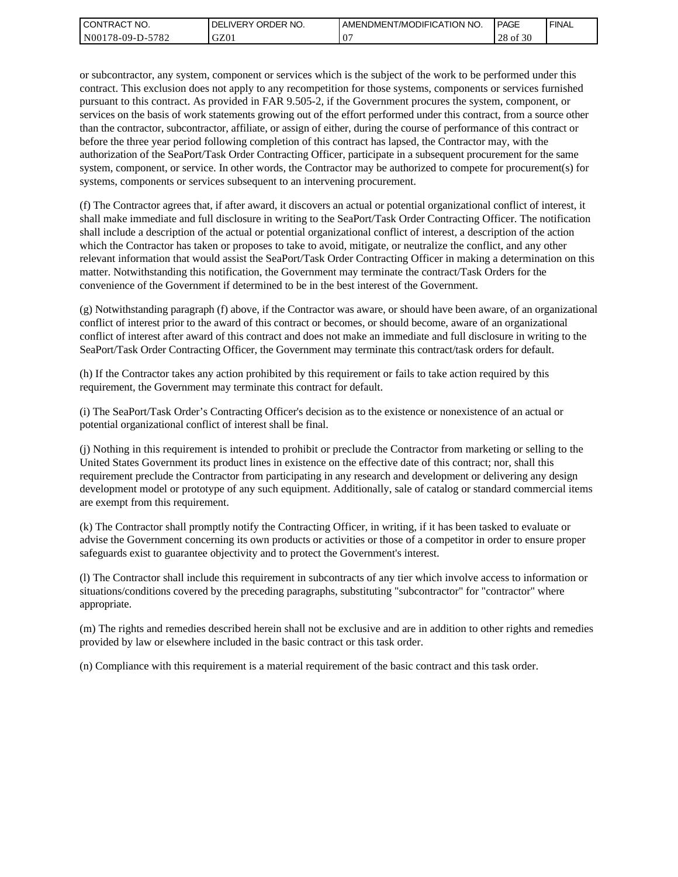or subcontractor, any system, component or services which is the subject of the work to be performed under this contract. This exclusion does not apply to any recompetition for those systems, components or services furnished pursuant to this contract. As provided in FAR 9.505-2, if the Government procures the system, component, or services on the basis of work statements growing out of the effort performed under this contract, from a source other than the contractor, subcontractor, affiliate, or assign of either, during the course of performance of this contract or before the three year period following completion of this contract has lapsed, the Contractor may, with the authorization of the SeaPort/Task Order Contracting Officer, participate in a subsequent procurement for the same system, component, or service. In other words, the Contractor may be authorized to compete for procurement(s) for systems, components or services subsequent to an intervening procurement.

(f) The Contractor agrees that, if after award, it discovers an actual or potential organizational conflict of interest, it shall make immediate and full disclosure in writing to the SeaPort/Task Order Contracting Officer. The notification shall include a description of the actual or potential organizational conflict of interest, a description of the action which the Contractor has taken or proposes to take to avoid, mitigate, or neutralize the conflict, and any other relevant information that would assist the SeaPort/Task Order Contracting Officer in making a determination on this matter. Notwithstanding this notification, the Government may terminate the contract/Task Orders for the convenience of the Government if determined to be in the best interest of the Government.

(g) Notwithstanding paragraph (f) above, if the Contractor was aware, or should have been aware, of an organizational conflict of interest prior to the award of this contract or becomes, or should become, aware of an organizational conflict of interest after award of this contract and does not make an immediate and full disclosure in writing to the SeaPort/Task Order Contracting Officer, the Government may terminate this contract/task orders for default.

(h) If the Contractor takes any action prohibited by this requirement or fails to take action required by this requirement, the Government may terminate this contract for default.

(i) The SeaPort/Task Order's Contracting Officer's decision as to the existence or nonexistence of an actual or potential organizational conflict of interest shall be final.

(j) Nothing in this requirement is intended to prohibit or preclude the Contractor from marketing or selling to the United States Government its product lines in existence on the effective date of this contract; nor, shall this requirement preclude the Contractor from participating in any research and development or delivering any design development model or prototype of any such equipment. Additionally, sale of catalog or standard commercial items are exempt from this requirement.

(k) The Contractor shall promptly notify the Contracting Officer, in writing, if it has been tasked to evaluate or advise the Government concerning its own products or activities or those of a competitor in order to ensure proper safeguards exist to guarantee objectivity and to protect the Government's interest.

(l) The Contractor shall include this requirement in subcontracts of any tier which involve access to information or situations/conditions covered by the preceding paragraphs, substituting "subcontractor" for "contractor" where appropriate.

(m) The rights and remedies described herein shall not be exclusive and are in addition to other rights and remedies provided by law or elsewhere included in the basic contract or this task order.

(n) Compliance with this requirement is a material requirement of the basic contract and this task order.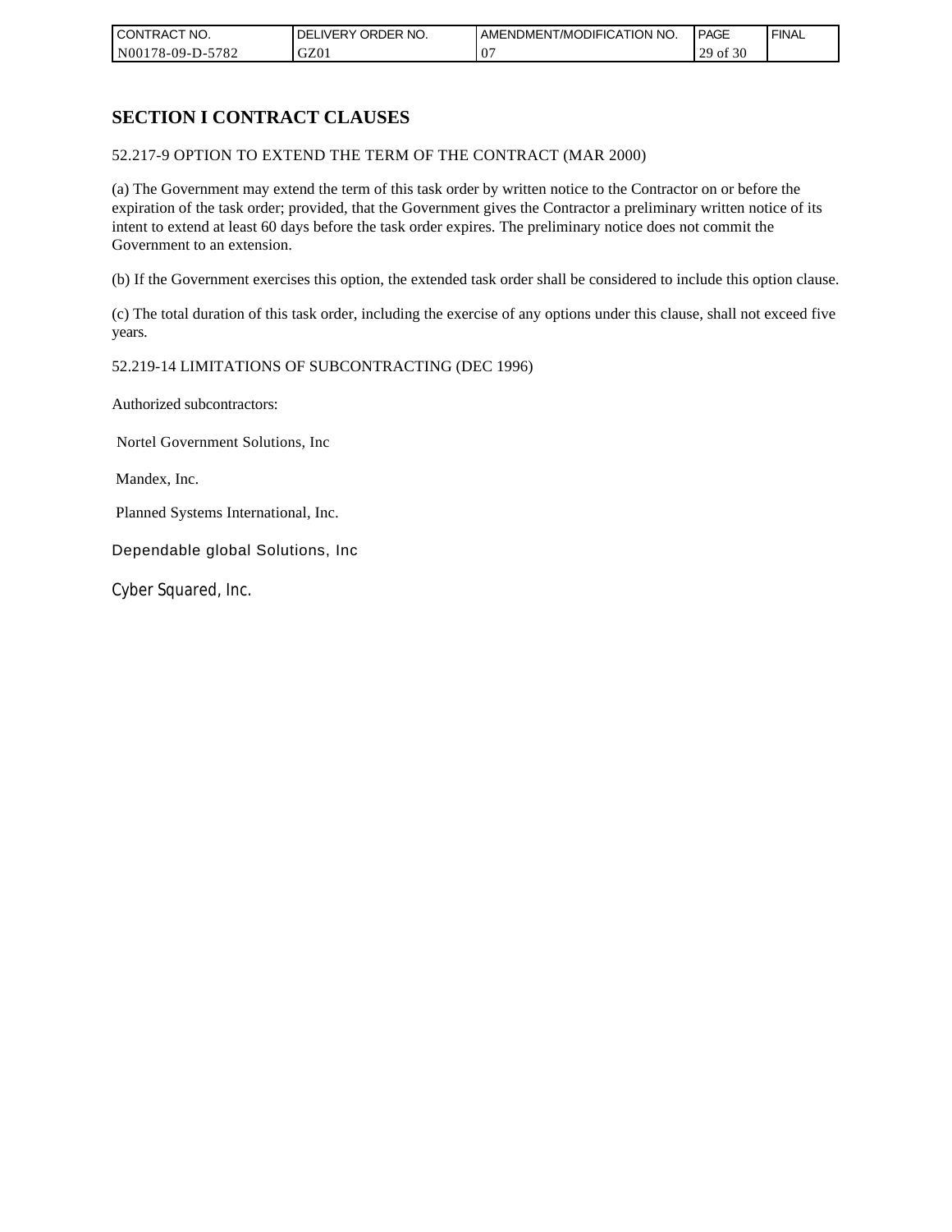## SECTION I CONTRACT CLAUSES

52.217-9 OPTION TO EXTEND THE TERM OF THE CONTRACT (MAR 2000)

(a) The Government may extend the term of this task order by written notice to the Contractor on or before the expiration of the task order; provided, that the Government gives the Contractor a preliminary written notice of its intent to extend at least 60 days before the task order expires. The preliminary notice does not commit the Government to an extension.

(b) If the Government exercises this option, the extended task order shall be considered to include this option clause.

(c) The total duration of this task order, including the exercise of any options under this clause, shall not exceed five years.

52.219-14 LIMITATIONS OF SUBCONTRACTING (DEC 1996)

Authorized subcontractors:

Nortel Government Solutions, Inc

Mandex, Inc.

Planned Systems International, Inc.

Dependable global Solutions, Inc

Cyber Squared, Inc.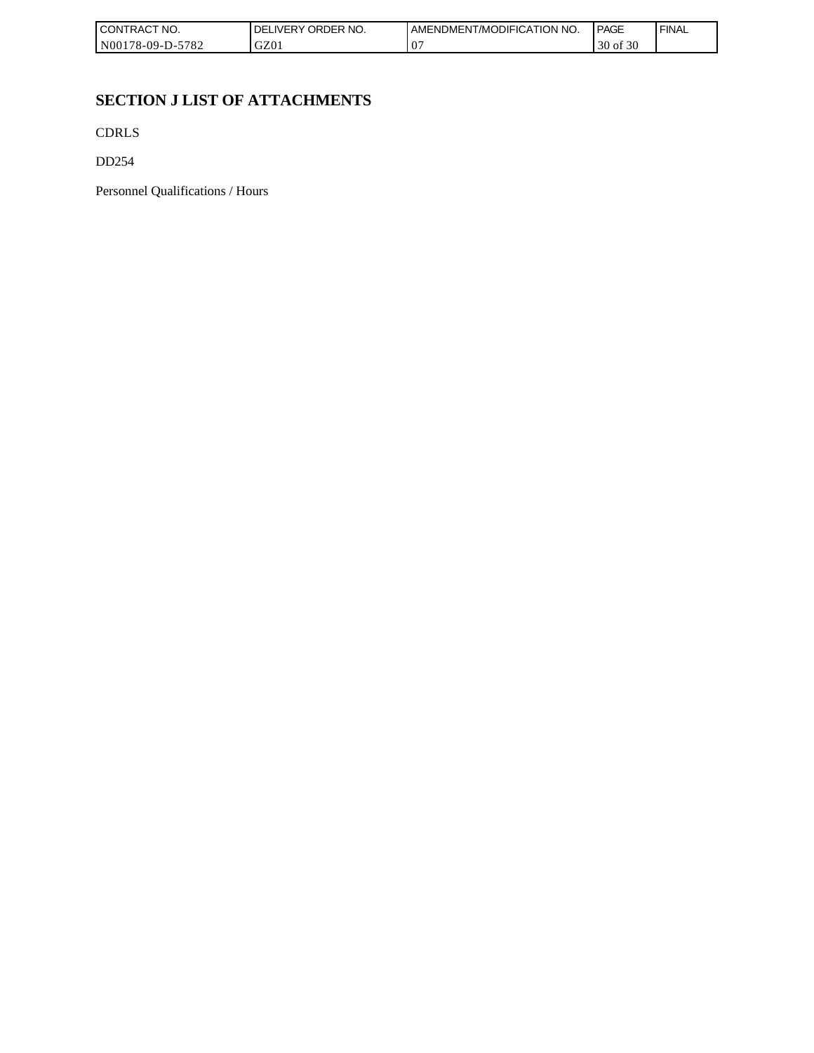## SECTION J LIST OF ATTACHMENTS

CDRLS

DD254

Personnel Qualifications / Hours